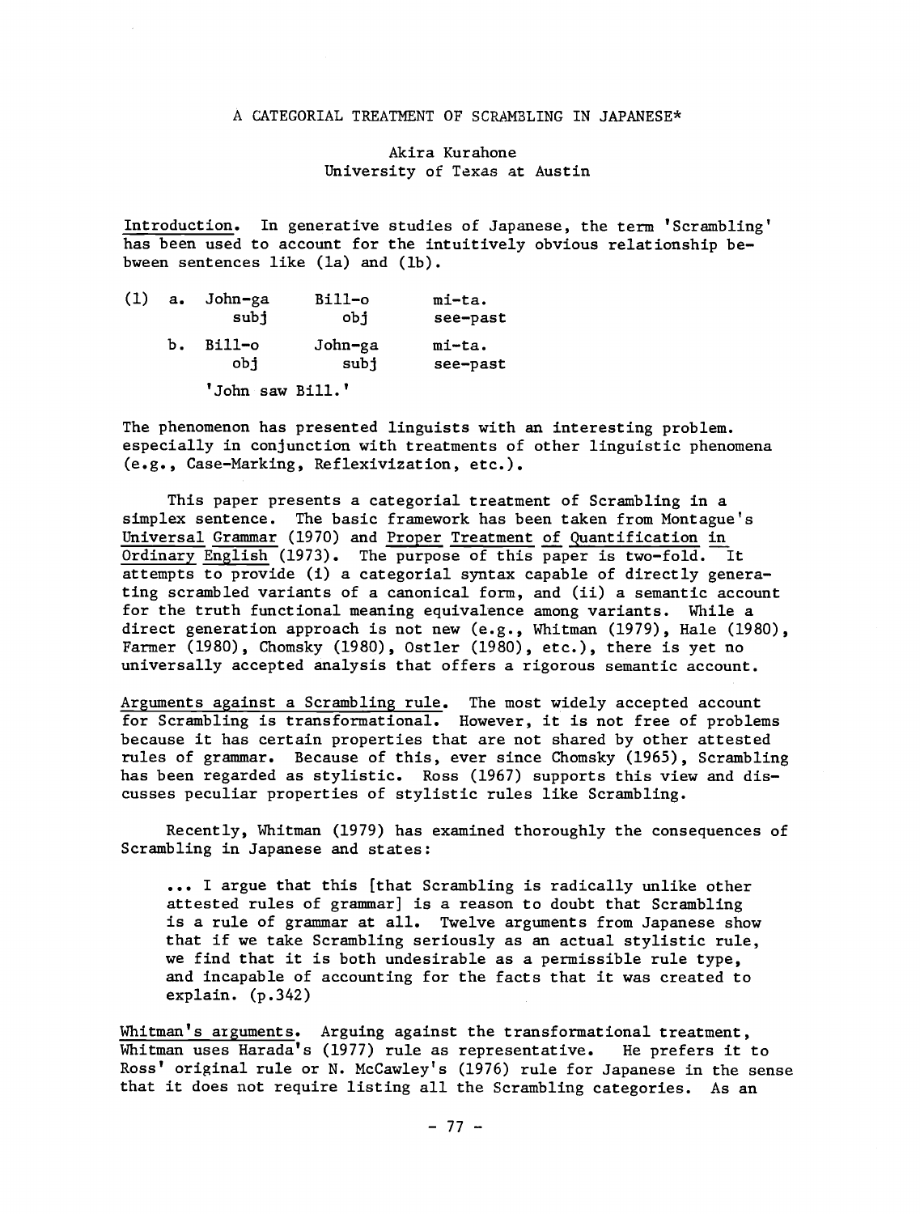# A CATEGORIAL TREATMENT OF SCRAMBLING IN JAPANESE*

Akira Kurahone
University of Texas at Austin

<u>Introduction</u>. In generative studies of Japanese, the term 'Scrambling' has been used to account for the intuitively obvious relationship bebween sentences like (1a) and (1b).

(1) a. John-ga Bill-o mi-ta.
subj obj see-past

b. Bill-o John-ga mi-ta.
obj subj see-past

'John saw Bill.'

The phenomenon has presented linguists with an interesting problem. especially in conjunction with treatments of other linguistic phenomena (e.g., Case-Marking, Reflexivization, etc.).

This paper presents a categorial treatment of Scrambling in a simplex sentence. The basic framework has been taken from Montague's <u>Universal Grammar</u> (1970) and <u>Proper Treatment of Quantification in Ordinary English</u> (1973). The purpose of this paper is two-fold. It attempts to provide (i) a categorial syntax capable of directly generating scrambled variants of a canonical form, and (ii) a semantic account for the truth functional meaning equivalence among variants. While a direct generation approach is not new (e.g., Whitman (1979), Hale (1980), Farmer (1980), Chomsky (1980), Ostler (1980), etc.), there is yet no universally accepted analysis that offers a rigorous semantic account.

<u>Arguments against a Scrambling rule</u>. The most widely accepted account for Scrambling is transformational. However, it is not free of problems because it has certain properties that are not shared by other attested rules of grammar. Because of this, ever since Chomsky (1965), Scrambling has been regarded as stylistic. Ross (1967) supports this view and discusses peculiar properties of stylistic rules like Scrambling.

Recently, Whitman (1979) has examined thoroughly the consequences of Scrambling in Japanese and states:

> ... I argue that this [that Scrambling is radically unlike other attested rules of grammar] is a reason to doubt that Scrambling is a rule of grammar at all. Twelve arguments from Japanese show that if we take Scrambling seriously as an actual stylistic rule, we find that it is both undesirable as a permissible rule type, and incapable of accounting for the facts that it was created to explain. (p.342)

<u>Whitman's arguments</u>. Arguing against the transformational treatment, Whitman uses Harada's (1977) rule as representative. He prefers it to Ross' original rule or N. McCawley's (1976) rule for Japanese in the sense that it does not require listing all the Scrambling categories. As an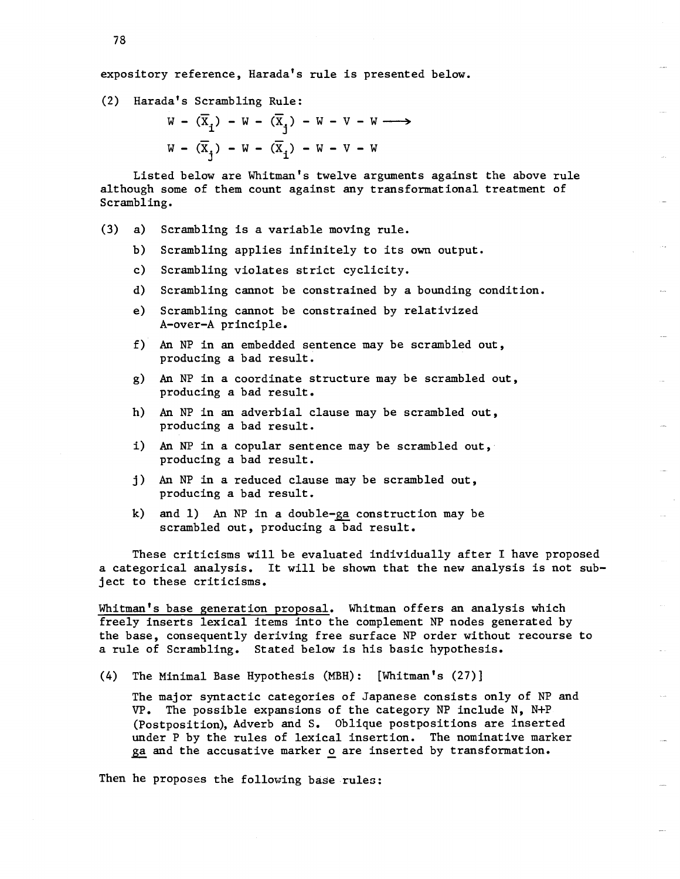expository reference, Harada's rule is presented below.

(2) Harada's Scrambling Rule:

$$W - (\bar{X}_i) - W - (\bar{X}_j) - W - V - W \longrightarrow$$
$$W - (\bar{X}_j) - W - (\bar{X}_i) - W - V - W$$

Listed below are Whitman's twelve arguments against the above rule although some of them count against any transformational treatment of Scrambling.

(3)
- a) Scrambling is a variable moving rule.
- b) Scrambling applies infinitely to its own output.
- c) Scrambling violates strict cyclicity.
- d) Scrambling cannot be constrained by a bounding condition.
- e) Scrambling cannot be constrained by relativized A-over-A principle.
- f) An NP in an embedded sentence may be scrambled out, producing a bad result.
- g) An NP in a coordinate structure may be scrambled out, producing a bad result.
- h) An NP in an adverbial clause may be scrambled out, producing a bad result.
- i) An NP in a copular sentence may be scrambled out, producing a bad result.
- j) An NP in a reduced clause may be scrambled out, producing a bad result.
- k) and l) An NP in a double-ga construction may be scrambled out, producing a bad result.

These criticisms will be evaluated individually after I have proposed a categorical analysis. It will be shown that the new analysis is not subject to these criticisms.

Whitman's base generation proposal. Whitman offers an analysis which freely inserts lexical items into the complement NP nodes generated by the base, consequently deriving free surface NP order without recourse to a rule of Scrambling. Stated below is his basic hypothesis.

(4) The Minimal Base Hypothesis (MBH): [Whitman's (27)]

The major syntactic categories of Japanese consists only of NP and VP. The possible expansions of the category NP include N, N+P (Postposition), Adverb and S. Oblique postpositions are inserted under P by the rules of lexical insertion. The nominative marker ga and the accusative marker o are inserted by transformation.

Then he proposes the following base rules: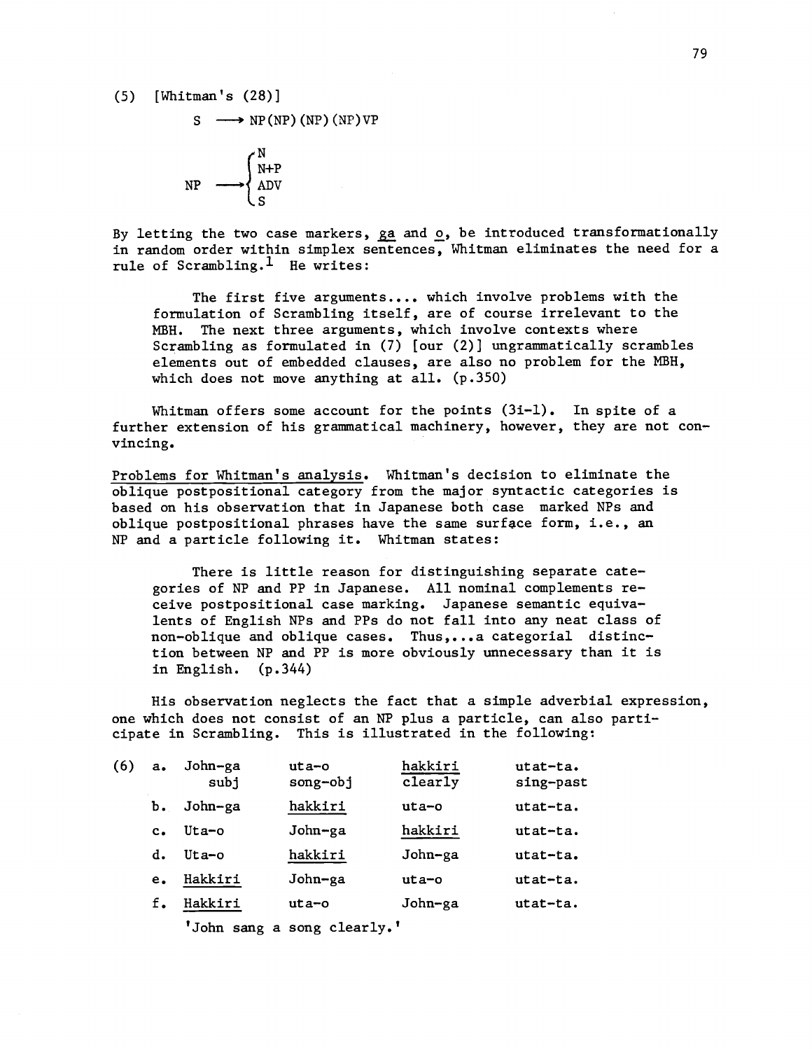(5) [Whitman's (28)]

$$S \longrightarrow NP(NP)(NP)(NP)VP$$

$$NP \longrightarrow \begin{cases} N \\ N{+}P \\ ADV \\ S \end{cases}$$

By letting the two case markers, ga and o, be introduced transformationally in random order within simplex sentences, Whitman eliminates the need for a rule of Scrambling.[1] He writes:

> The first five arguments.... which involve problems with the formulation of Scrambling itself, are of course irrelevant to the MBH. The next three arguments, which involve contexts where Scrambling as formulated in (7) [our (2)] ungrammatically scrambles elements out of embedded clauses, are also no problem for the MBH, which does not move anything at all. (p.350)

Whitman offers some account for the points (3i-l). In spite of a further extension of his grammatical machinery, however, they are not convincing.

Problems for Whitman's analysis. Whitman's decision to eliminate the oblique postpositional category from the major syntactic categories is based on his observation that in Japanese both case marked NPs and oblique postpositional phrases have the same surface form, i.e., an NP and a particle following it. Whitman states:

> There is little reason for distinguishing separate categories of NP and PP in Japanese. All nominal complements receive postpositional case marking. Japanese semantic equivalents of English NPs and PPs do not fall into any neat class of non-oblique and oblique cases. Thus,...a categorial distinction between NP and PP is more obviously unnecessary than it is in English. (p.344)

His observation neglects the fact that a simple adverbial expression, one which does not consist of an NP plus a particle, can also participate in Scrambling. This is illustrated in the following:

| (6) | | | | | |
|---|---|---|---|---|---|
| | a. | John-ga<br>subj | uta-o<br>song-obj | hakkiri<br>clearly | utat-ta.<br>sing-past |
| | b. | John-ga | hakkiri | uta-o | utat-ta. |
| | c. | Uta-o | John-ga | hakkiri | utat-ta. |
| | d. | Uta-o | hakkiri | John-ga | utat-ta. |
| | e. | Hakkiri | John-ga | uta-o | utat-ta. |
| | f. | Hakkiri | uta-o | John-ga | utat-ta. |

'John sang a song clearly.'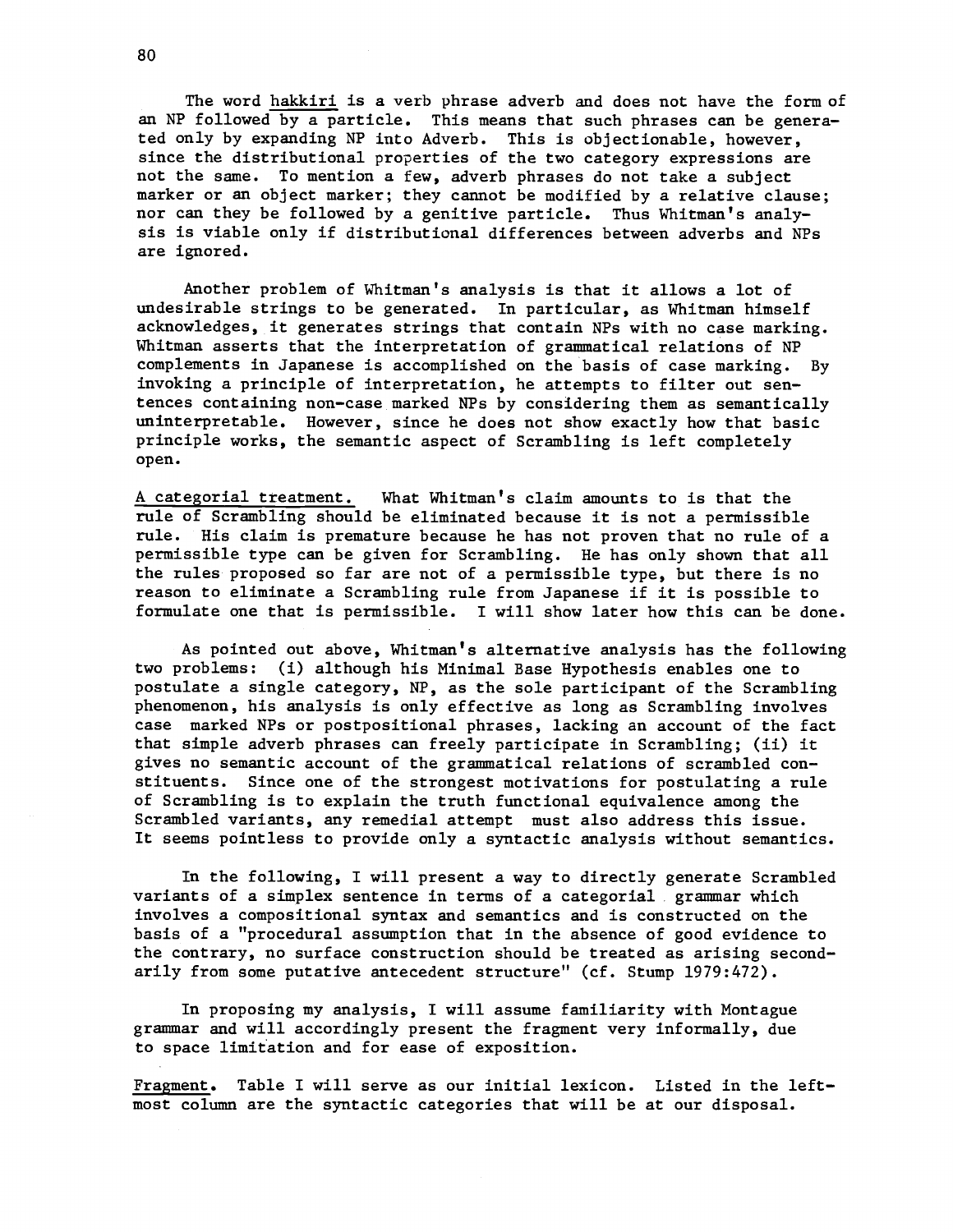The word hakkiri is a verb phrase adverb and does not have the form of an NP followed by a particle. This means that such phrases can be generated only by expanding NP into Adverb. This is objectionable, however, since the distributional properties of the two category expressions are not the same. To mention a few, adverb phrases do not take a subject marker or an object marker; they cannot be modified by a relative clause; nor can they be followed by a genitive particle. Thus Whitman's analysis is viable only if distributional differences between adverbs and NPs are ignored.

Another problem of Whitman's analysis is that it allows a lot of undesirable strings to be generated. In particular, as Whitman himself acknowledges, it generates strings that contain NPs with no case marking. Whitman asserts that the interpretation of grammatical relations of NP complements in Japanese is accomplished on the basis of case marking. By invoking a principle of interpretation, he attempts to filter out sentences containing non-case marked NPs by considering them as semantically uninterpretable. However, since he does not show exactly how that basic principle works, the semantic aspect of Scrambling is left completely open.

A categorial treatment. What Whitman's claim amounts to is that the rule of Scrambling should be eliminated because it is not a permissible rule. His claim is premature because he has not proven that no rule of a permissible type can be given for Scrambling. He has only shown that all the rules proposed so far are not of a permissible type, but there is no reason to eliminate a Scrambling rule from Japanese if it is possible to formulate one that is permissible. I will show later how this can be done.

As pointed out above, Whitman's alternative analysis has the following two problems: (i) although his Minimal Base Hypothesis enables one to postulate a single category, NP, as the sole participant of the Scrambling phenomenon, his analysis is only effective as long as Scrambling involves case marked NPs or postpositional phrases, lacking an account of the fact that simple adverb phrases can freely participate in Scrambling; (ii) it gives no semantic account of the grammatical relations of scrambled constituents. Since one of the strongest motivations for postulating a rule of Scrambling is to explain the truth functional equivalence among the Scrambled variants, any remedial attempt must also address this issue. It seems pointless to provide only a syntactic analysis without semantics.

In the following, I will present a way to directly generate Scrambled variants of a simplex sentence in terms of a categorial grammar which involves a compositional syntax and semantics and is constructed on the basis of a "procedural assumption that in the absence of good evidence to the contrary, no surface construction should be treated as arising secondarily from some putative antecedent structure" (cf. Stump 1979:472).

In proposing my analysis, I will assume familiarity with Montague grammar and will accordingly present the fragment very informally, due to space limitation and for ease of exposition.

Fragment. Table I will serve as our initial lexicon. Listed in the leftmost column are the syntactic categories that will be at our disposal.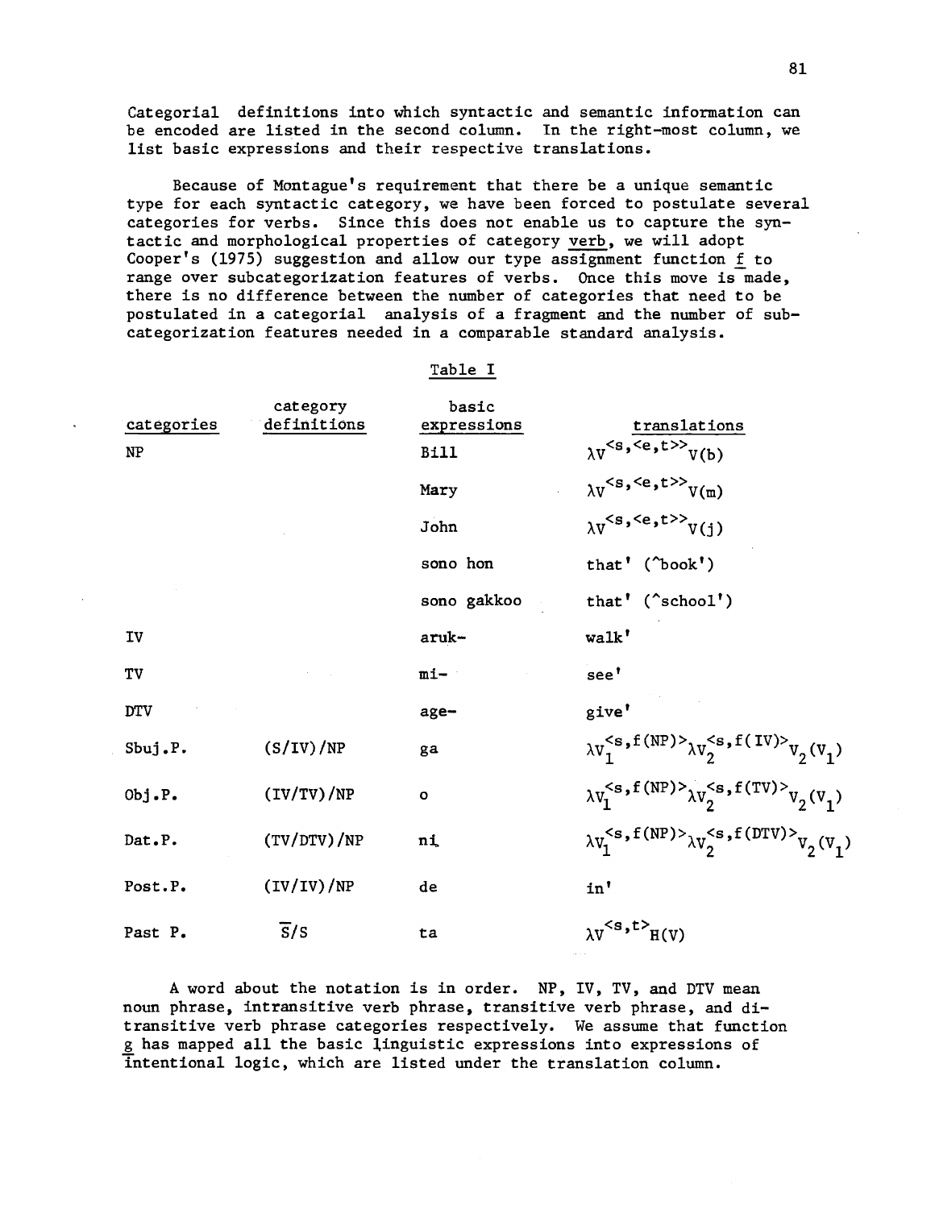Categorial definitions into which syntactic and semantic information can be encoded are listed in the second column. In the right-most column, we list basic expressions and their respective translations.

Because of Montague's requirement that there be a unique semantic type for each syntactic category, we have been forced to postulate several categories for verbs. Since this does not enable us to capture the syntactic and morphological properties of category verb, we will adopt Cooper's (1975) suggestion and allow our type assignment function *f* to range over subcategorization features of verbs. Once this move is made, there is no difference between the number of categories that need to be postulated in a categorial analysis of a fragment and the number of subcategorization features needed in a comparable standard analysis.

Table I

| categories | category definitions | basic expressions | translations |
|---|---|---|---|
| NP | | Bill | $\lambda V^{<s,<e,t>>} V(b)$ |
| | | Mary | $\lambda V^{<s,<e,t>>} V(m)$ |
| | | John | $\lambda V^{<s,<e,t>>} V(j)$ |
| | | sono hon | that' (^book') |
| | | sono gakkoo | that' (^school') |
| IV | | aruk- | walk' |
| TV | | mi- | see' |
| DTV | | age- | give' |
| Sbuj.P. | (S/IV)/NP | ga | $\lambda V_1^{<s,f(NP)>} \lambda V_2^{<s,f(IV)>} V_2(V_1)$ |
| Obj.P. | (IV/TV)/NP | o | $\lambda V_1^{<s,f(NP)>} \lambda V_2^{<s,f(TV)>} V_2(V_1)$ |
| Dat.P. | (TV/DTV)/NP | ni | $\lambda V_1^{<s,f(NP)>} \lambda V_2^{<s,f(DTV)>} V_2(V_1)$ |
| Post.P. | (IV/IV)/NP | de | in' |
| Past P. | $\bar{S}$/S | ta | $\lambda V^{<s,t>} H(V)$ |

A word about the notation is in order. NP, IV, TV, and DTV mean noun phrase, intransitive verb phrase, transitive verb phrase, and ditransitive verb phrase categories respectively. We assume that function *g* has mapped all the basic linguistic expressions into expressions of intentional logic, which are listed under the translation column.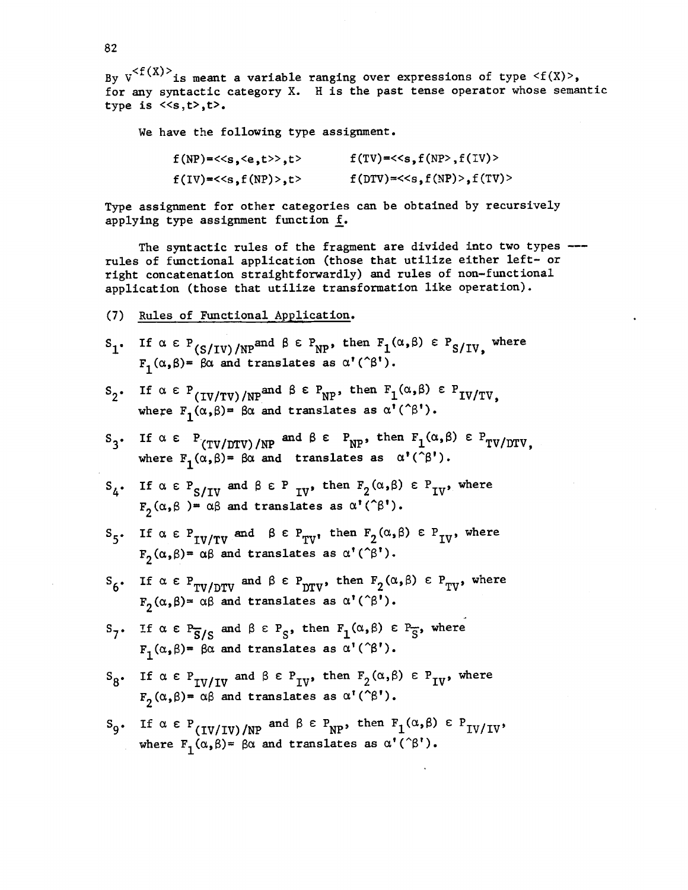By $V^{<f(X)>}$ is meant a variable ranging over expressions of type $<f(X)>$, for any syntactic category X. H is the past tense operator whose semantic type is $<<s,t>,t>$.

We have the following type assignment.

$$f(NP)=<<s,<e,t>>,t> \qquad f(TV)=<<s,f(NP>,f(IV)>$$

$$f(IV)=<<s,f(NP)>,t> \qquad f(DTV)=<<s,f(NP)>,f(TV)>$$

Type assignment for other categories can be obtained by recursively applying type assignment function *f*.

The syntactic rules of the fragment are divided into two types --- rules of functional application (those that utilize either left- or right concatenation straightforwardly) and rules of non-functional application (those that utilize transformation like operation).

(7) Rules of Functional Application.

$S_1$. If $\alpha \in P_{(S/IV)/NP}$ and $\beta \in P_{NP}$, then $F_1(\alpha,\beta) \in P_{S/IV}$, where $F_1(\alpha,\beta)= \beta\alpha$ and translates as $\alpha'(\hat{}\beta')$.

$S_2$. If $\alpha \in P_{(IV/TV)/NP}$ and $\beta \in P_{NP}$, then $F_1(\alpha,\beta) \in P_{IV/TV}$, where $F_1(\alpha,\beta)= \beta\alpha$ and translates as $\alpha'(\hat{}\beta')$.

$S_3$. If $\alpha \in P_{(TV/DTV)/NP}$ and $\beta \in P_{NP}$, then $F_1(\alpha,\beta) \in P_{TV/DTV}$, where $F_1(\alpha,\beta)= \beta\alpha$ and translates as $\alpha'(\hat{}\beta')$.

$S_4$. If $\alpha \in P_{S/IV}$ and $\beta \in P_{IV}$, then $F_2(\alpha,\beta) \in P_{IV}$, where $F_2(\alpha,\beta)= \alpha\beta$ and translates as $\alpha'(\hat{}\beta')$.

$S_5$. If $\alpha \in P_{IV/TV}$ and $\beta \in P_{TV}$, then $F_2(\alpha,\beta) \in P_{IV}$, where $F_2(\alpha,\beta)= \alpha\beta$ and translates as $\alpha'(\hat{}\beta')$.

$S_6$. If $\alpha \in P_{TV/DTV}$ and $\beta \in P_{DTV}$, then $F_2(\alpha,\beta) \in P_{TV}$, where $F_2(\alpha,\beta)= \alpha\beta$ and translates as $\alpha'(\hat{}\beta')$.

$S_7$. If $\alpha \in P_{\bar{S}/S}$ and $\beta \in P_S$, then $F_1(\alpha,\beta) \in P_{\bar{S}}$, where $F_1(\alpha,\beta)= \beta\alpha$ and translates as $\alpha'(\hat{}\beta')$.

$S_8$. If $\alpha \in P_{IV/IV}$ and $\beta \in P_{IV}$, then $F_2(\alpha,\beta) \in P_{IV}$, where $F_2(\alpha,\beta)= \alpha\beta$ and translates as $\alpha'(\hat{}\beta')$.

$S_9$. If $\alpha \in P_{(IV/IV)/NP}$ and $\beta \in P_{NP}$, then $F_1(\alpha,\beta) \in P_{IV/IV}$, where $F_1(\alpha,\beta)= \beta\alpha$ and translates as $\alpha'(\hat{}\beta')$.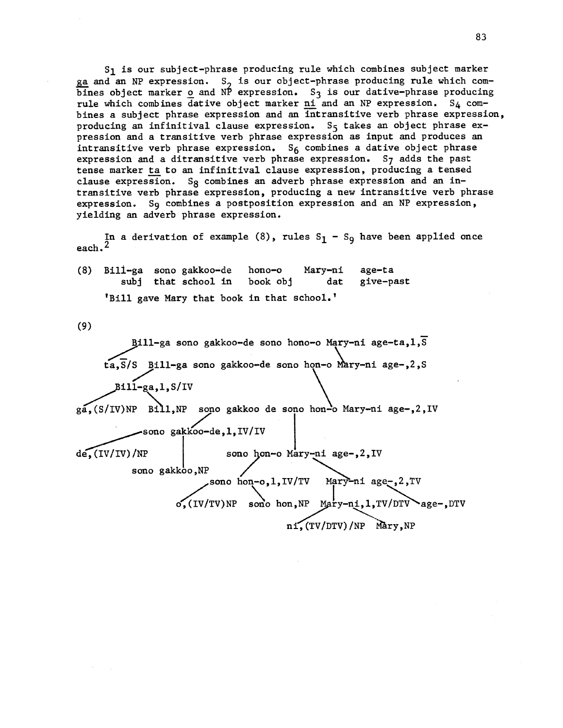$S_1$ is our subject-phrase producing rule which combines subject marker ga and an NP expression. $S_2$ is our object-phrase producing rule which combines object marker o and NP expression. $S_3$ is our dative-phrase producing rule which combines dative object marker ni and an NP expression. $S_4$ combines a subject phrase expression and an intransitive verb phrase expression, producing an infinitival clause expression. $S_5$ takes an object phrase expression and a transitive verb phrase expression as input and produces an intransitive verb phrase expression. $S_6$ combines a dative object phrase expression and a ditransitive verb phrase expression. $S_7$ adds the past tense marker ta to an infinitival clause expression, producing a tensed clause expression. $S_8$ combines an adverb phrase expression and an intransitive verb phrase expression, producing a new intransitive verb phrase expression. $S_9$ combines a postposition expression and an NP expression, yielding an adverb phrase expression.

In a derivation of example (8), rules $S_1$ - $S_9$ have been applied once each.[2]

(8)

```
Bill-ga  sono gakkoo-de   hono-o    Mary-ni   age-ta
    subj  that school in   book obj     dat    give-past
'Bill gave Mary that book in that school.'
```

(9)

```
Bill-ga sono gakkoo-de sono hono-o Mary-ni age-ta,1,S̄
ta,S̄/S  Bill-ga sono gakkoo-de sono hon-o Mary-ni age-,2,S
Bill-ga,1,S/IV
ga,(S/IV)NP  Bill,NP   sono gakkoo de sono hon-o Mary-ni age-,2,IV
sono gakkoo-de,1,IV/IV
de,(IV/IV)/NP          sono hon-o Mary-ni age-,2,IV
sono gakkoo,NP
sono hon-o,1,IV/TV    Mary-ni age-,2,TV
o,(IV/TV)NP   sono hon,NP   Mary-ni,1,TV/DTV   age-,DTV
ni,(TV/DTV)/NP   Mary,NP
```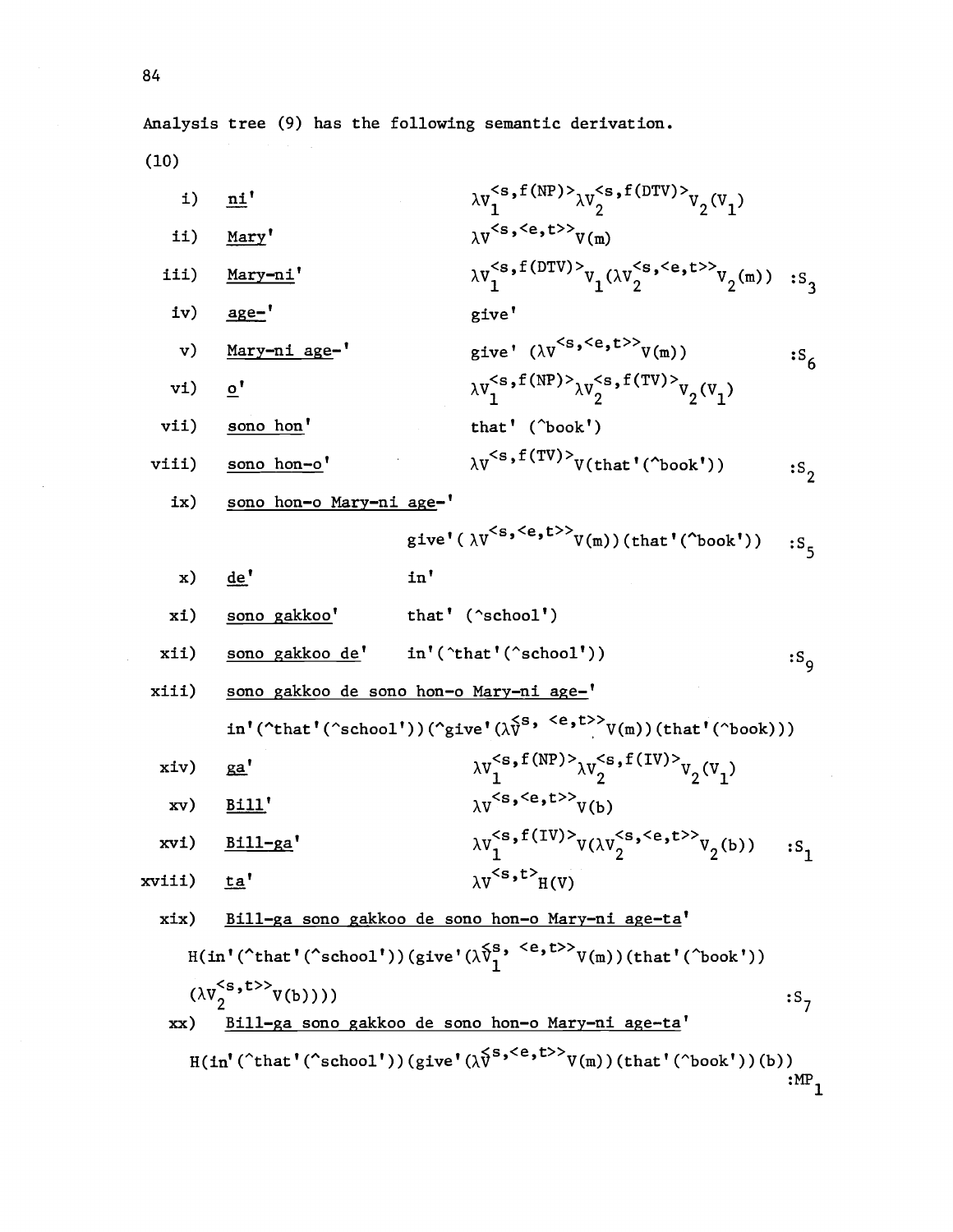Analysis tree (9) has the following semantic derivation.

(10)

| | | | |
|---|---|---|---|
| i) | <u>ni</u>' | $\lambda V_1^{<s,f(NP)>} \lambda V_2^{<s,f(DTV)>} V_2(V_1)$ | |
| ii) | <u>Mary</u>' | $\lambda V^{<s,<e,t>>} V(m)$ | |
| iii) | <u>Mary-ni</u>' | $\lambda V_1^{<s,f(DTV)>} V_1(\lambda V_2^{<s,<e,t>>} V_2(m))$ | $:S_3$ |
| iv) | <u>age-</u>' | give' | |
| v) | <u>Mary-ni age-</u>' | give' $(\lambda V^{<s,<e,t>>} V(m))$ | $:S_6$ |
| vi) | <u>o</u>' | $\lambda V_1^{<s,f(NP)>} \lambda V_2^{<s,f(TV)>} V_2(V_1)$ | |
| vii) | <u>sono hon</u>' | that' (^book') | |
| viii) | <u>sono hon-o</u>' | $\lambda V^{<s,f(TV)>} V(\text{that}'(\text{\^{}book}'))$ | $:S_2$ |

ix) <u>sono hon-o Mary-ni age-</u>'

give'$(\lambda V^{<s,<e,t>>} V(m))$(that'(^book')) $:S_5$

| | | | |
|---|---|---|---|
| x) | <u>de</u>' | in' | |
| xi) | <u>sono gakkoo</u>' | that' (^school') | |
| xii) | <u>sono gakkoo de</u>' | in'(^that'(^school')) | $:S_9$ |

xiii) <u>sono gakkoo de sono hon-o Mary-ni age-</u>'

in'(^that'(^school'))(^give'$(\lambda V^{<s, <e,t>>} V(m))$(that'(^book)))

| | | | |
|---|---|---|---|
| xiv) | <u>ga</u>' | $\lambda V_1^{<s,f(NP)>} \lambda V_2^{<s,f(IV)>} V_2(V_1)$ | |
| xv) | <u>Bill</u>' | $\lambda V^{<s,<e,t>>} V(b)$ | |
| xvi) | <u>Bill-ga</u>' | $\lambda V_1^{<s,f(IV)>} V(\lambda V_2^{<s,<e,t>>} V_2(b))$ | $:S_1$ |
| xviii) | <u>ta</u>' | $\lambda V^{<s,t>} H(V)$ | |

xix) <u>Bill-ga sono gakkoo de sono hon-o Mary-ni age-ta</u>'

H(in'(^that'(^school'))(give'$(\lambda V_1^{<s, <e,t>>} V(m))$(that'(^book'))

$(\lambda V_2^{<s,t>>} V(b))))$ $:S_7$

xx) <u>Bill-ga sono gakkoo de sono hon-o Mary-ni age-ta</u>'

H(in'(^that'(^school'))(give'$(\lambda V^{<s,<e,t>>} V(m))$(that'(^book'))(b)) $:MP_1$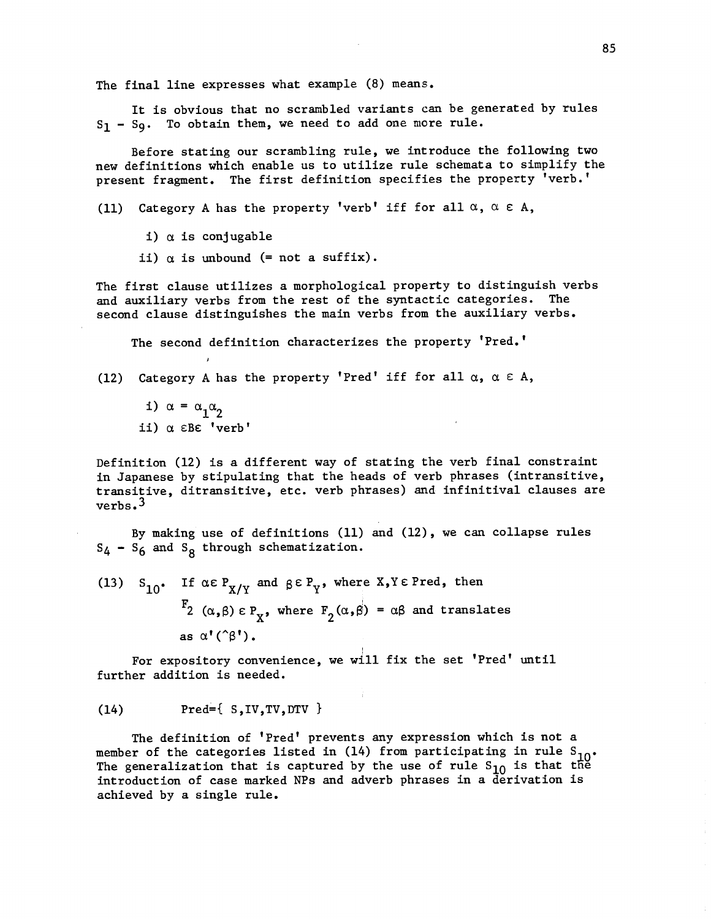The final line expresses what example (8) means.

It is obvious that no scrambled variants can be generated by rules $S_1$ - $S_9$. To obtain them, we need to add one more rule.

Before stating our scrambling rule, we introduce the following two new definitions which enable us to utilize rule schemata to simplify the present fragment. The first definition specifies the property 'verb.'

(11) Category A has the property 'verb' iff for all $\alpha$, $\alpha \in A$,

i) $\alpha$ is conjugable

ii) $\alpha$ is unbound (= not a suffix).

The first clause utilizes a morphological property to distinguish verbs and auxiliary verbs from the rest of the syntactic categories. The second clause distinguishes the main verbs from the auxiliary verbs.

The second definition characterizes the property 'Pred.'

(12) Category A has the property 'Pred' iff for all $\alpha$, $\alpha \in A$,

i) $\alpha = \alpha_1\alpha_2$

ii) $\alpha \in B \in$ 'verb'

Definition (12) is a different way of stating the verb final constraint in Japanese by stipulating that the heads of verb phrases (intransitive, transitive, ditransitive, etc. verb phrases) and infinitival clauses are verbs.[3]

By making use of definitions (11) and (12), we can collapse rules $S_4$ - $S_6$ and $S_8$ through schematization.

(13) $S_{10}$. If $\alpha \in P_{X/Y}$ and $\beta \in P_Y$, where $X,Y \in$ Pred, then $F_2(\alpha,\beta) \in P_X$, where $F_2(\alpha,\beta) = \alpha\beta$ and translates as $\alpha'(\hat{}\beta')$.

For expository convenience, we will fix the set 'Pred' until further addition is needed.

(14) Pred={ S,IV,TV,DTV }

The definition of 'Pred' prevents any expression which is not a member of the categories listed in (14) from participating in rule $S_{10}$. The generalization that is captured by the use of rule $S_{10}$ is that the introduction of case marked NPs and adverb phrases in a derivation is achieved by a single rule.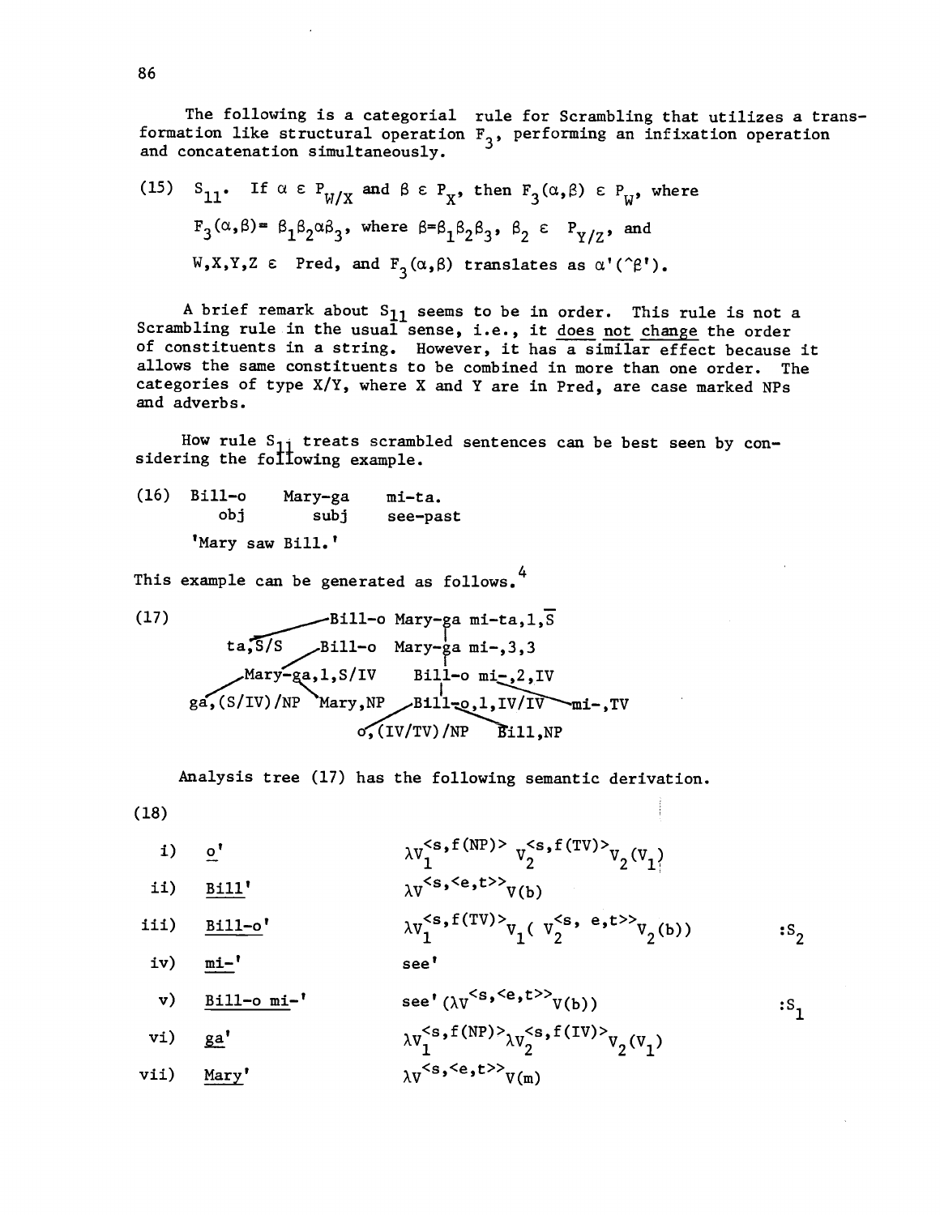The following is a categorial rule for Scrambling that utilizes a transformation like structural operation $F_3$, performing an infixation operation and concatenation simultaneously.

(15) $S_{11}$. If $\alpha \in P_{W/X}$ and $\beta \in P_X$, then $F_3(\alpha,\beta) \in P_W$, where $F_3(\alpha,\beta) = \beta_1\beta_2\alpha\beta_3$, where $\beta = \beta_1\beta_2\beta_3$, $\beta_2 \in P_{Y/Z}$, and $W,X,Y,Z \in$ Pred, and $F_3(\alpha,\beta)$ translates as $\alpha'(\hat{}\beta')$.

A brief remark about $S_{11}$ seems to be in order. This rule is not a Scrambling rule in the usual sense, i.e., it <u>does not change</u> the order of constituents in a string. However, it has a similar effect because it allows the same constituents to be combined in more than one order. The categories of type X/Y, where X and Y are in Pred, are case marked NPs and adverbs.

How rule $S_{11}$ treats scrambled sentences can be best seen by considering the following example.

(16) Bill-o Mary-ga mi-ta.
 obj subj see-past
 'Mary saw Bill.'

This example can be generated as follows.[4]

(17)

```
                      Bill-o Mary-ga mi-ta,1,S̄
        ta,S̄/S        Bill-o Mary-ga mi-,3,3
           Mary-ga,1,S/IV       Bill-o mi-,2,IV
   ga,(S/IV)/NP   Mary,NP    Bill-o,1,IV/IV     mi-,TV
                          o,(IV/TV)/NP   Bill,NP
```

Analysis tree (17) has the following semantic derivation.

(18)

| | | | |
|---|---|---|---|
| i) | <u>o'</u> | $\lambda V_1^{<s,f(NP)>}\, V_2^{<s,f(TV)>} V_2(V_1)$ | |
| ii) | <u>Bill'</u> | $\lambda V^{<s,<e,t>>} V(b)$ | |
| iii) | <u>Bill-o'</u> | $\lambda V_1^{<s,f(TV)>} V_1(\, V_2^{<s,\, e,t>>} V_2(b))$ | $:S_2$ |
| iv) | <u>mi-'</u> | see' | |
| v) | <u>Bill-o mi-'</u> | see' $(\lambda V^{<s,<e,t>>} V(b))$ | $:S_1$ |
| vi) | <u>ga'</u> | $\lambda V_1^{<s,f(NP)>} \lambda V_2^{<s,f(IV)>} V_2(V_1)$ | |
| vii) | <u>Mary'</u> | $\lambda V^{<s,<e,t>>} V(m)$ | |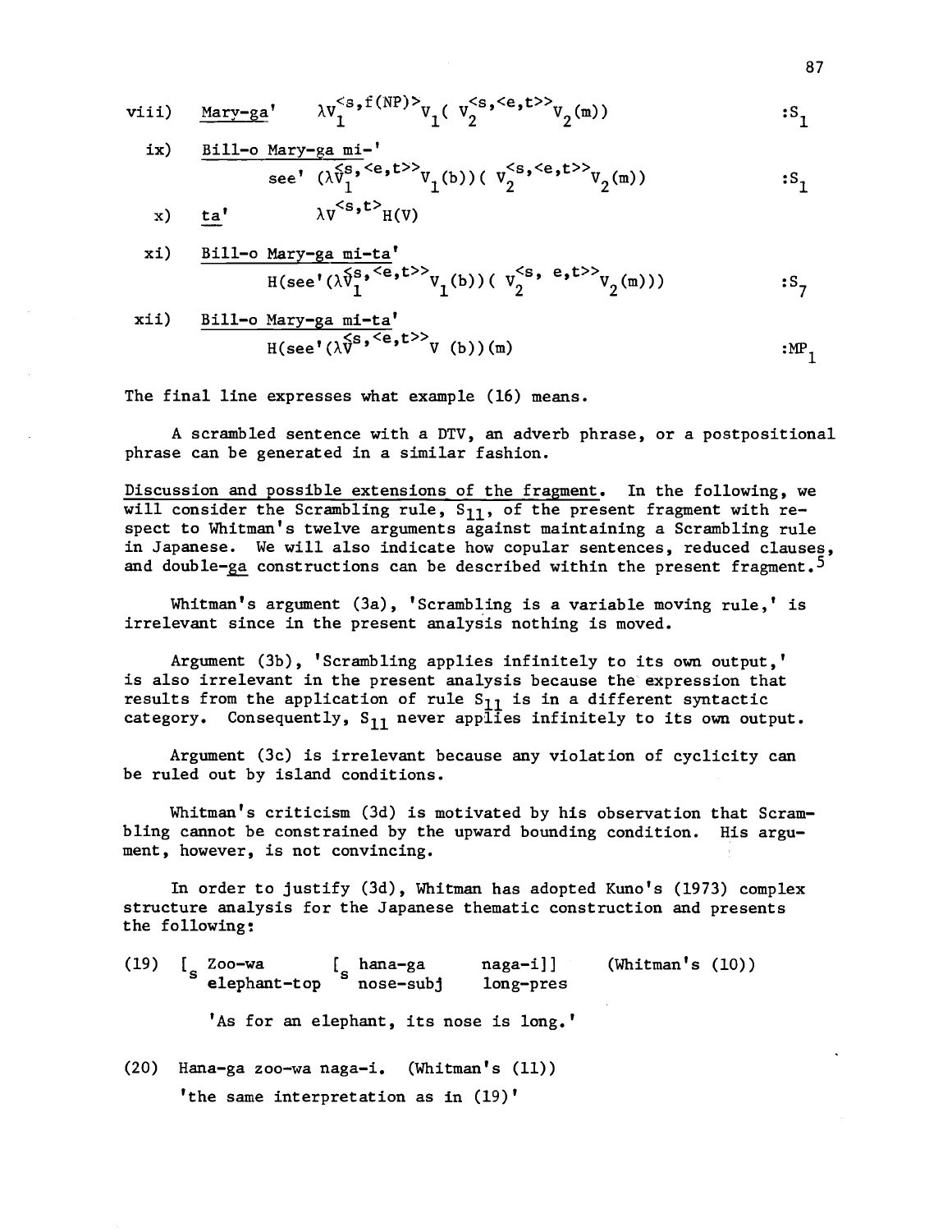viii) <u>Mary-ga'</u> $\lambda V_1^{<s,f(NP)>} V_1( V_2^{<s,<e,t>>} V_2(m))$ $:S_1$

ix) <u>Bill-o Mary-ga mi-'</u>

$\text{see}' (\lambda V_1^{<s,<e,t>>} V_1(b))( V_2^{<s,<e,t>>} V_2(m))$ $:S_1$

x) <u>ta'</u> $\lambda V^{<s,t>} H(V)$

xi) <u>Bill-o Mary-ga mi-ta'</u>

$H(\text{see}'(\lambda V_1^{<s,<e,t>>} V_1(b))( V_2^{<s, e,t>>} V_2(m)))$ $:S_7$

xii) <u>Bill-o Mary-ga mi-ta'</u>

$H(\text{see}'(\lambda V^{<s,<e,t>>} V (b))(m)$ $:MP_1$

The final line expresses what example (16) means.

A scrambled sentence with a DTV, an adverb phrase, or a postpositional phrase can be generated in a similar fashion.

<u>Discussion and possible extensions of the fragment</u>. In the following, we will consider the Scrambling rule, $S_{11}$, of the present fragment with respect to Whitman's twelve arguments against maintaining a Scrambling rule in Japanese. We will also indicate how copular sentences, reduced clauses, and double-<u>ga</u> constructions can be described within the present fragment.[5]

Whitman's argument (3a), 'Scrambling is a variable moving rule,' is irrelevant since in the present analysis nothing is moved.

Argument (3b), 'Scrambling applies infinitely to its own output,' is also irrelevant in the present analysis because the expression that results from the application of rule $S_{11}$ is in a different syntactic category. Consequently, $S_{11}$ never applies infinitely to its own output.

Argument (3c) is irrelevant because any violation of cyclicity can be ruled out by island conditions.

Whitman's criticism (3d) is motivated by his observation that Scrambling cannot be constrained by the upward bounding condition. His argument, however, is not convincing.

In order to justify (3d), Whitman has adopted Kuno's (1973) complex structure analysis for the Japanese thematic construction and presents the following:

(19) $[_S$ Zoo-wa $[_S$ hana-ga naga-i]] (Whitman's (10))
elephant-top nose-subj long-pres

'As for an elephant, its nose is long.'

(20) Hana-ga zoo-wa naga-i. (Whitman's (11))

'the same interpretation as in (19)'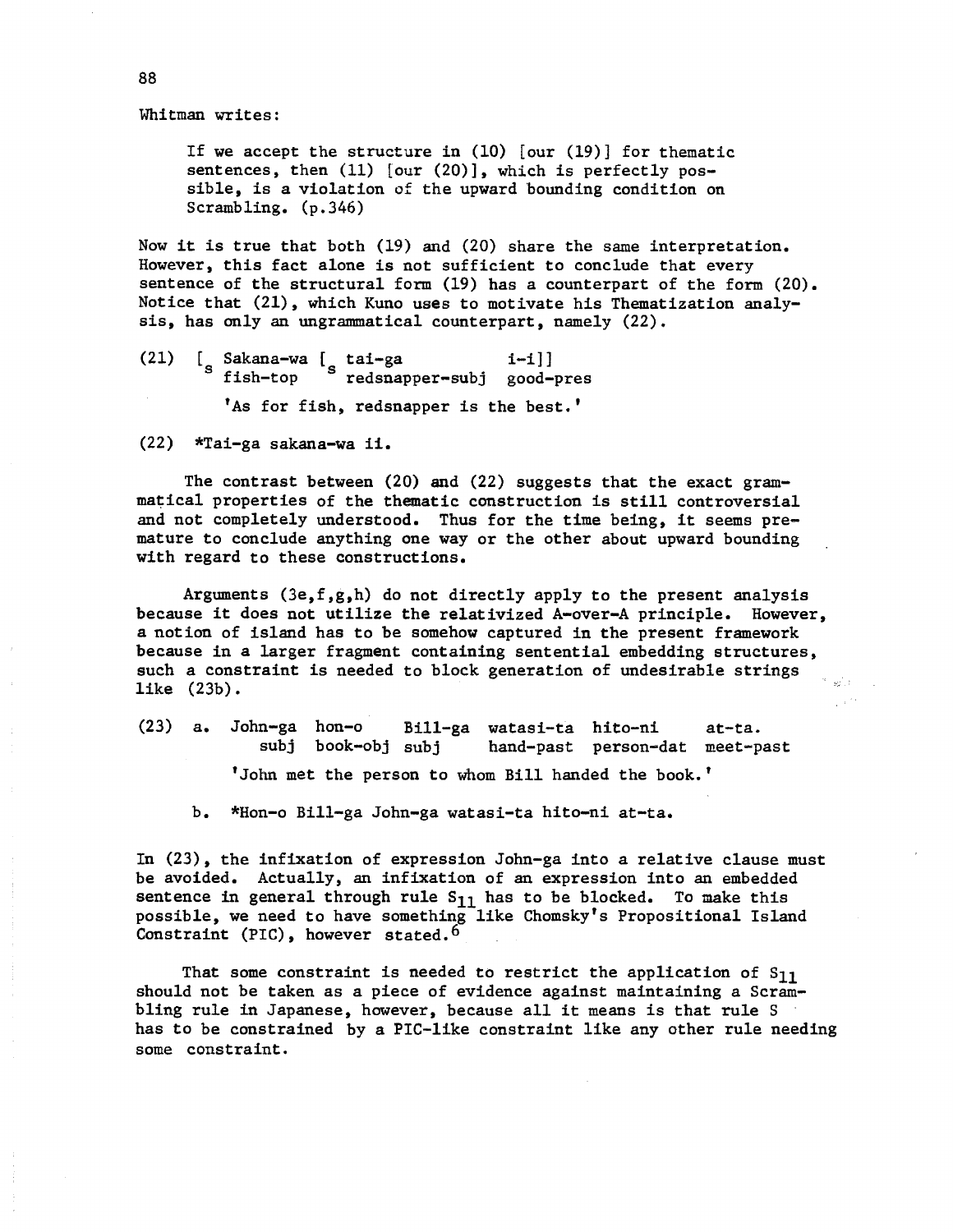Whitman writes:

> If we accept the structure in (10) [our (19)] for thematic sentences, then (11) [our (20)], which is perfectly possible, is a violation of the upward bounding condition on Scrambling. (p.346)

Now it is true that both (19) and (20) share the same interpretation. However, this fact alone is not sufficient to conclude that every sentence of the structural form (19) has a counterpart of the form (20). Notice that (21), which Kuno uses to motivate his Thematization analysis, has only an ungrammatical counterpart, namely (22).

(21) $[_S$ Sakana-wa $[_S$ tai-ga i-i]]
fish-top redsnapper-subj good-pres

'As for fish, redsnapper is the best.'

(22) *Tai-ga sakana-wa ii.

The contrast between (20) and (22) suggests that the exact grammatical properties of the thematic construction is still controversial and not completely understood. Thus for the time being, it seems premature to conclude anything one way or the other about upward bounding with regard to these constructions.

Arguments (3e,f,g,h) do not directly apply to the present analysis because it does not utilize the relativized A-over-A principle. However, a notion of island has to be somehow captured in the present framework because in a larger fragment containing sentential embedding structures, such a constraint is needed to block generation of undesirable strings like (23b).

(23) a. John-ga hon-o Bill-ga watasi-ta hito-ni at-ta.
subj book-obj subj hand-past person-dat meet-past

'John met the person to whom Bill handed the book.'

b. *Hon-o Bill-ga John-ga watasi-ta hito-ni at-ta.

In (23), the infixation of expression John-ga into a relative clause must be avoided. Actually, an infixation of an expression into an embedded sentence in general through rule $S_{11}$ has to be blocked. To make this possible, we need to have something like Chomsky's Propositional Island Constraint (PIC), however stated.[6]

That some constraint is needed to restrict the application of $S_{11}$ should not be taken as a piece of evidence against maintaining a Scrambling rule in Japanese, however, because all it means is that rule S has to be constrained by a PIC-like constraint like any other rule needing some constraint.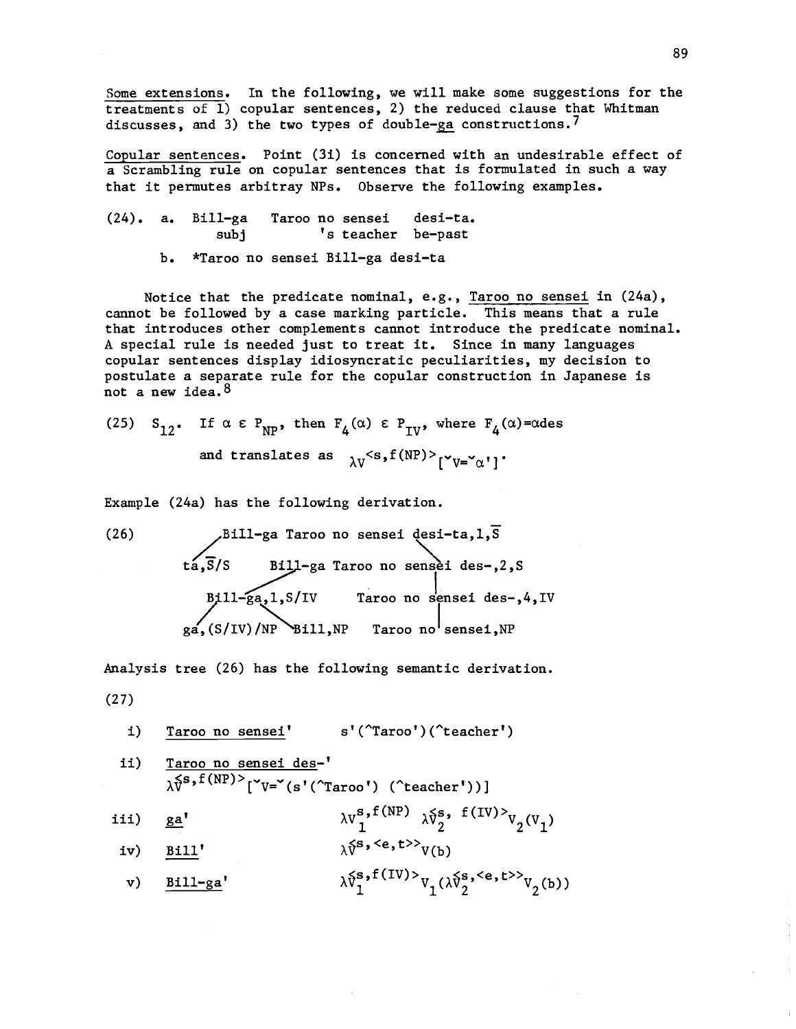Some extensions. In the following, we will make some suggestions for the treatments of 1) copular sentences, 2) the reduced clause that Whitman discusses, and 3) the two types of double-ga constructions.[7]

Copular sentences. Point (3i) is concerned with an undesirable effect of a Scrambling rule on copular sentences that is formulated in such a way that it permutes arbitray NPs. Observe the following examples.

(24). a. Bill-ga Taroo no sensei desi-ta.
 subj 's teacher be-past

b. *Taroo no sensei Bill-ga desi-ta

Notice that the predicate nominal, e.g., Taroo no sensei in (24a), cannot be followed by a case marking particle. This means that a rule that introduces other complements cannot introduce the predicate nominal. A special rule is needed just to treat it. Since in many languages copular sentences display idiosyncratic peculiarities, my decision to postulate a separate rule for the copular construction in Japanese is not a new idea.[8]

(25) $S_{12}$. If $\alpha \in P_{NP}$, then $F_4(\alpha) \in P_{IV}$, where $F_4(\alpha)=\alpha des$

and translates as $\lambda V^{<s,f(NP)>}[{}^{\vee}V={}^{\vee}\alpha']$.

Example (24a) has the following derivation.

(26)

```
                Bill-ga Taroo no sensei desi-ta,1,S̄
               /                                    \
        ta,S̄/S                    Bill-ga Taroo no sensei des-,2,S
                                  /                            |
                    Bill-ga,1,S/IV               Taroo no sensei des-,4,IV
                    /          \                               |
            ga,(S/IV)/NP     Bill,NP                 Taroo no sensei,NP
```

Analysis tree (26) has the following semantic derivation.

(27)

i) Taroo no sensei' $\quad s'(^{\wedge}Taroo')(^{\wedge}teacher')$

ii) Taroo no sensei des-'
$\lambda \hat{V}^{<s,f(NP)>}[{}^{\vee}V={}^{\vee}(s'(^{\wedge}Taroo')\ (^{\wedge}teacher'))]$

iii) ga' $\quad \lambda V_1^{s,f(NP)}\ \lambda \hat{V}_2^{<s,\ f(IV)>} V_2(V_1)$

iv) Bill' $\quad \lambda \hat{V}^{<s,<e,t>>} V(b)$

v) Bill-ga' $\quad \lambda \hat{V}_1^{<s,f(IV)>} V_1(\lambda \hat{V}_2^{<s,<e,t>>} V_2(b))$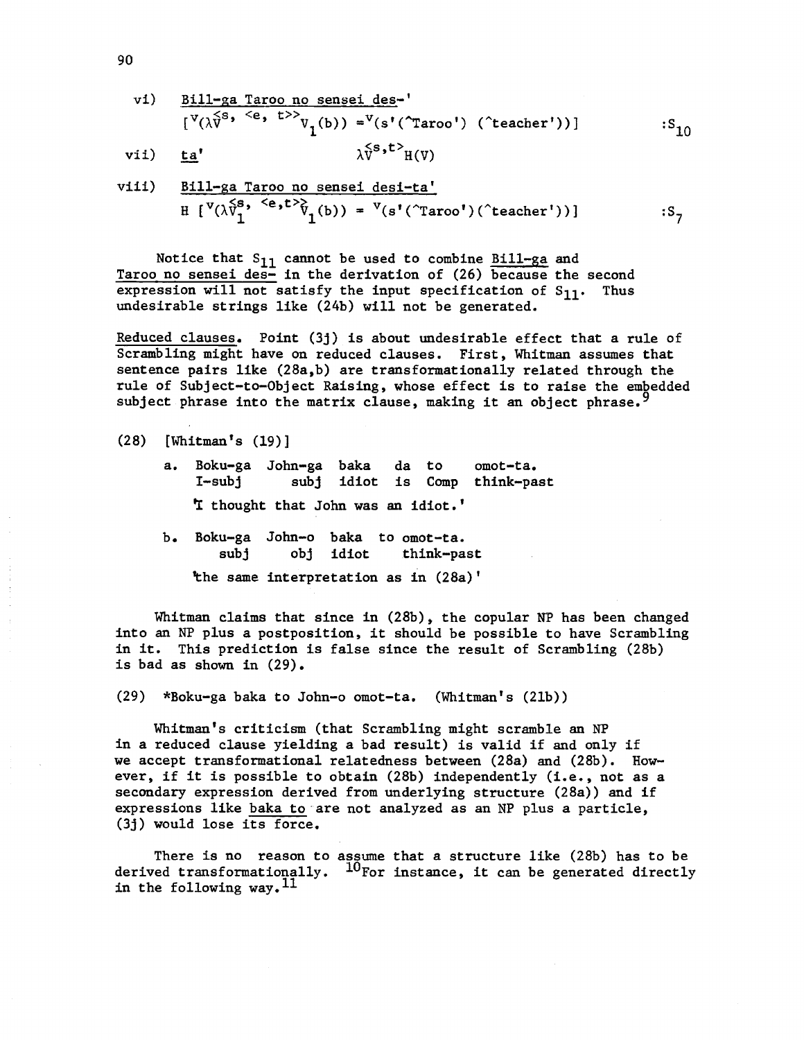vi) Bill-ga Taroo no sensei des-'

$[{}^{v}(\lambda \hat{V}^{<s, <e, t>>} V_1(b)) = {}^{v}(s'(\hat{}Taroo')(\hat{}teacher'))]$ $:S_{10}$

vii) ta' $\lambda \hat{V}^{<s,t>} H(V)$

viii) Bill-ga Taroo no sensei desi-ta'

$H\ [{}^{v}(\lambda \hat{V}_1^{<s, <e,t>>} V_1(b)) = {}^{v}(s'(\hat{}Taroo')(\hat{}teacher'))]$ $:S_7$

Notice that $S_{11}$ cannot be used to combine Bill-ga and Taroo no sensei des- in the derivation of (26) because the second expression will not satisfy the input specification of $S_{11}$. Thus undesirable strings like (24b) will not be generated.

Reduced clauses. Point (3j) is about undesirable effect that a rule of Scrambling might have on reduced clauses. First, Whitman assumes that sentence pairs like (28a,b) are transformationally related through the rule of Subject-to-Object Raising, whose effect is to raise the embedded subject phrase into the matrix clause, making it an object phrase.[9]

(28) [Whitman's (19)]

a. Boku-ga John-ga baka da to omot-ta.
   I-subj subj idiot is Comp think-past

   'I thought that John was an idiot.'

b. Boku-ga John-o baka to omot-ta.
   subj obj idiot think-past

   'the same interpretation as in (28a)'

Whitman claims that since in (28b), the copular NP has been changed into an NP plus a postposition, it should be possible to have Scrambling in it. This prediction is false since the result of Scrambling (28b) is bad as shown in (29).

(29) *Boku-ga baka to John-o omot-ta. (Whitman's (21b))

Whitman's criticism (that Scrambling might scramble an NP in a reduced clause yielding a bad result) is valid if and only if we accept transformational relatedness between (28a) and (28b). However, if it is possible to obtain (28b) independently (i.e., not as a secondary expression derived from underlying structure (28a)) and if expressions like baka to are not analyzed as an NP plus a particle, (3j) would lose its force.

There is no reason to assume that a structure like (28b) has to be derived transformationally.[10] For instance, it can be generated directly in the following way.[11]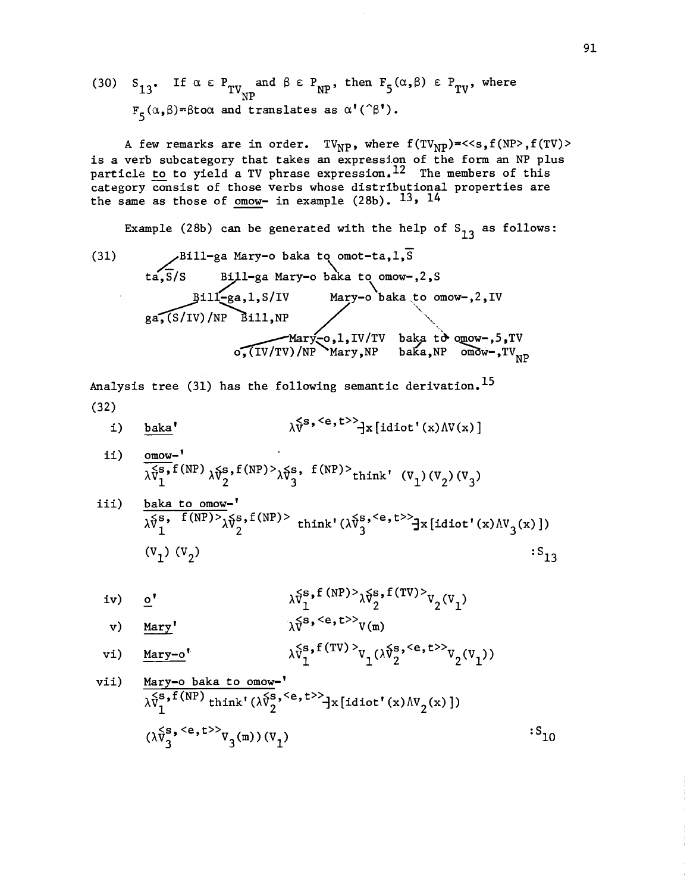(30) $S_{13}$. If $\alpha \in P_{TV_{NP}}$ and $\beta \in P_{NP}$, then $F_5(\alpha,\beta) \in P_{TV}$, where $F_5(\alpha,\beta)$=βtoα and translates as $\alpha'(\hat{}\beta')$.

A few remarks are in order. $TV_{NP}$, where $f(TV_{NP})$=<<s,f(NP>,f(TV)> is a verb subcategory that takes an expression of the form an NP plus particle to to yield a TV phrase expression.[12] The members of this category consist of those verbs whose distributional properties are the same as those of omow- in example (28b).[13, 14]

Example (28b) can be generated with the help of $S_{13}$ as follows:

(31)

```
Bill-ga Mary-o baka to omot-ta,1,S̄
├── ta,S̄/S
└── Bill-ga Mary-o baka to omow-,2,S
    ├── Bill-ga,1,S/IV
    │   ├── ga,(S/IV)/NP
    │   └── Bill,NP
    └── Mary-o baka to omow-,2,IV
        ├── Mary-o,1,IV/TV
        │   ├── o,(IV/TV)/NP
        │   └── Mary,NP
        └── baka to omow-,5,TV
            ├── baka,NP
            └── omow-,TV_NP
```

Analysis tree (31) has the following semantic derivation.[15]

(32)

i) baka' $\lambda \hat{V}^{s,<e,t>} \exists x[\text{idiot}'(x) \wedge V(x)]$

ii) omow-' $\lambda \hat{V}_1^{<s,f(NP)} \lambda \hat{V}_2^{<s,f(NP)>} \lambda \hat{V}_3^{<s,f(NP)>} \text{think}'(V_1)(V_2)(V_3)$

iii) baka to omow-' $\lambda \hat{V}_1^{<s,f(NP)>} \lambda \hat{V}_2^{<s,f(NP)>} \text{think}'(\lambda \hat{V}_3^{<s,<e,t>>} \exists x[\text{idiot}'(x) \wedge V_3(x)])(V_1)(V_2)$ $:S_{13}$

iv) o' $\lambda \hat{V}_1^{<s,f(NP)>} \lambda \hat{V}_2^{<s,f(TV)>} V_2(V_1)$

v) Mary' $\lambda \hat{V}^{<s,<e,t>>} V(m)$

vi) Mary-o' $\lambda \hat{V}_1^{<s,f(TV)>} V_1(\lambda \hat{V}_2^{<s,<e,t>>} V_2(V_1))$

vii) Mary-o baka to omow-' $\lambda \hat{V}_1^{<s,f(NP)} \text{think}'(\lambda \hat{V}_2^{<s,<e,t>>} \exists x[\text{idiot}'(x) \wedge V_2(x)])(\lambda \hat{V}_3^{<s,<e,t>>} V_3(m))(V_1)$ $:S_{10}$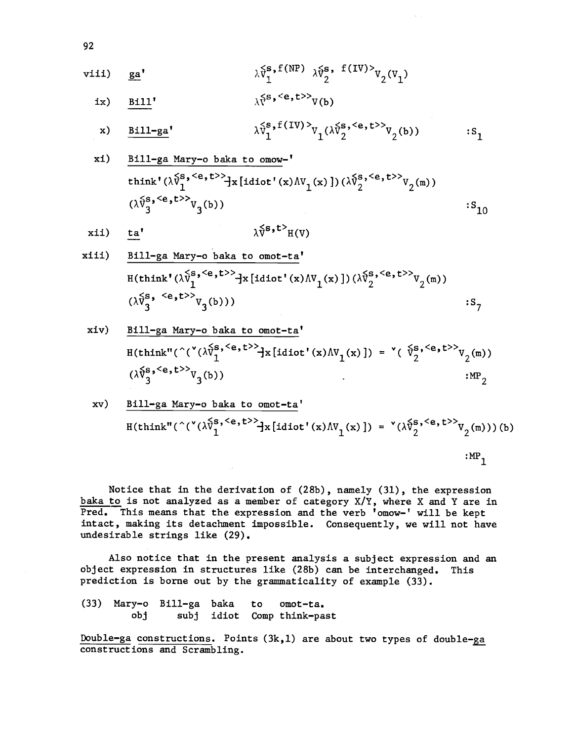viii) ga' $\lambda \hat{V}_1^{\langle s, f(NP) \rangle} \lambda \hat{V}_2^{\langle s, f(IV) \rangle} V_2(V_1)$

ix) Bill' $\lambda \hat{V}^{\langle s, \langle e,t \rangle \rangle} V(b)$

x) Bill-ga' $\lambda \hat{V}_1^{\langle s, f(IV) \rangle} V_1(\lambda \hat{V}_2^{\langle s, \langle e,t \rangle \rangle} V_2(b))$ :$S_1$

xi) Bill-ga Mary-o baka to omow-'

$\text{think}'(\lambda \hat{V}_1^{\langle s, \langle e,t \rangle \rangle} \exists x[\text{idiot}'(x) \wedge V_1(x)])(\lambda \hat{V}_2^{\langle s, \langle e,t \rangle \rangle} V_2(m))$
$(\lambda \hat{V}_3^{\langle s, \langle e,t \rangle \rangle} V_3(b))$ :$S_{10}$

xii) ta' $\lambda \hat{V}^{\langle s,t \rangle} H(V)$

xiii) Bill-ga Mary-o baka to omot-ta'

$H(\text{think}'(\lambda \hat{V}_1^{\langle s, \langle e,t \rangle \rangle} \exists x[\text{idiot}'(x) \wedge V_1(x)])(\lambda \hat{V}_2^{\langle s, \langle e,t \rangle \rangle} V_2(m))$
$(\lambda \hat{V}_3^{\langle s, \langle e,t \rangle \rangle} V_3(b)))$ :$S_7$

xiv) Bill-ga Mary-o baka to omot-ta'

$H(\text{think}''(^\wedge(^\vee(\lambda \hat{V}_1^{\langle s, \langle e,t \rangle \rangle} \exists x[\text{idiot}'(x) \wedge V_1(x)]) = {}^\vee(\hat{V}_2^{\langle s, \langle e,t \rangle \rangle} V_2(m))$
$(\lambda \hat{V}_3^{\langle s, \langle e,t \rangle \rangle} V_3(b))$ :$MP_2$

xv) Bill-ga Mary-o baka to omot-ta'

$H(\text{think}''(^\wedge(^\vee(\lambda \hat{V}_1^{\langle s, \langle e,t \rangle \rangle} \exists x[\text{idiot}'(x) \wedge V_1(x)]) = {}^\vee(\lambda \hat{V}_2^{\langle s, \langle e,t \rangle \rangle} V_2(m)))(b)$

:$MP_1$

Notice that in the derivation of (28b), namely (31), the expression baka to is not analyzed as a member of category X/Y, where X and Y are in Pred. This means that the expression and the verb 'omow-' will be kept intact, making its detachment impossible. Consequently, we will not have undesirable strings like (29).

Also notice that in the present analysis a subject expression and an object expression in structures like (28b) can be interchanged. This prediction is borne out by the grammaticality of example (33).

(33) Mary-o Bill-ga baka to omot-ta.
obj subj idiot Comp think-past

Double-ga constructions. Points (3k,l) are about two types of double-ga constructions and Scrambling.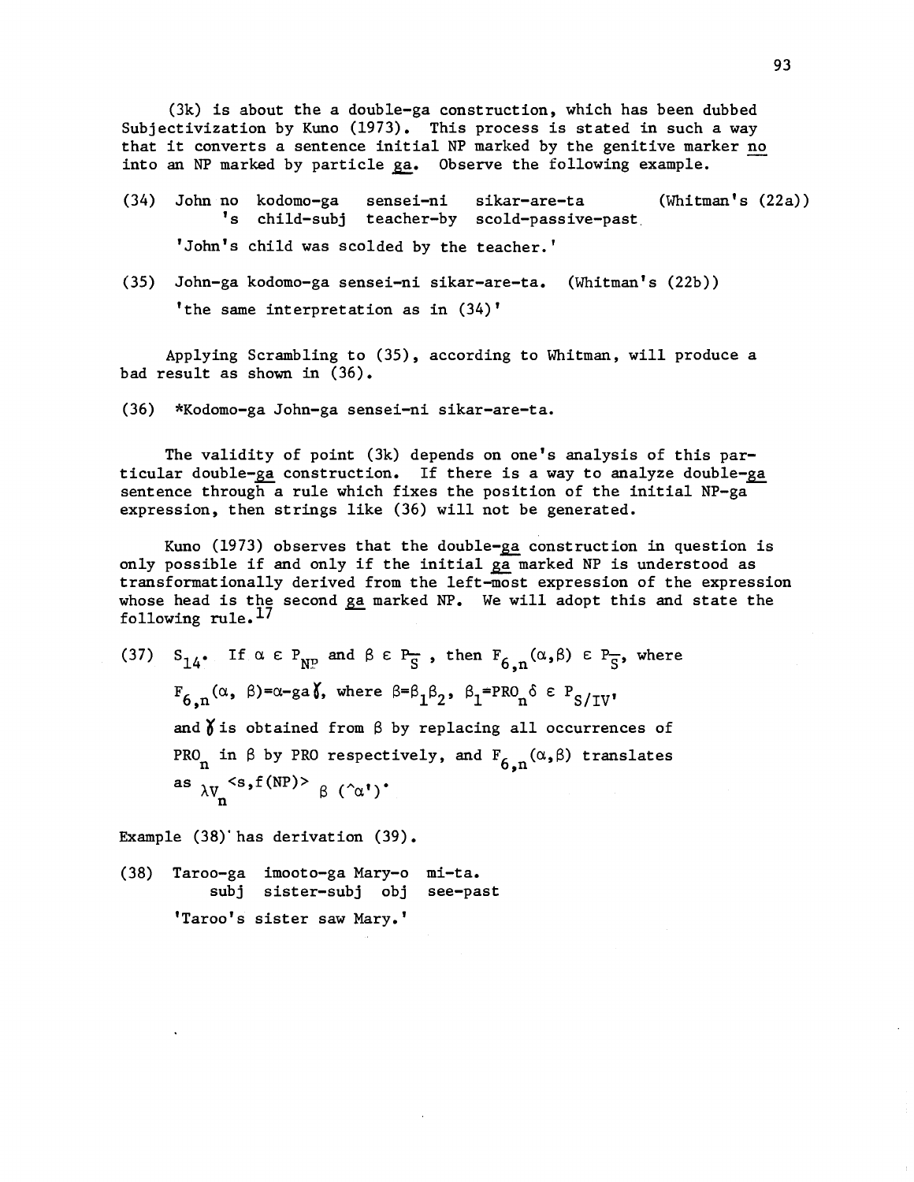(3k) is about the a double-ga construction, which has been dubbed Subjectivization by Kuno (1973). This process is stated in such a way that it converts a sentence initial NP marked by the genitive marker <u>no</u> into an NP marked by particle <u>ga</u>. Observe the following example.

(34) John no kodomo-ga sensei-ni sikar-are-ta (Whitman's (22a))
's child-subj teacher-by scold-passive-past

'John's child was scolded by the teacher.'

(35) John-ga kodomo-ga sensei-ni sikar-are-ta. (Whitman's (22b))

'the same interpretation as in (34)'

Applying Scrambling to (35), according to Whitman, will produce a bad result as shown in (36).

(36) *Kodomo-ga John-ga sensei-ni sikar-are-ta.

The validity of point (3k) depends on one's analysis of this particular double-<u>ga</u> construction. If there is a way to analyze double-<u>ga</u> sentence through a rule which fixes the position of the initial NP-ga expression, then strings like (36) will not be generated.

Kuno (1973) observes that the double-<u>ga</u> construction in question is only possible if and only if the initial <u>ga</u> marked NP is understood as transformationally derived from the left-most expression of the expression whose head is the second <u>ga</u> marked NP. We will adopt this and state the following rule.[17]

(37) $S_{14}$. If $\alpha \in P_{NP}$ and $\beta \in P_{\bar{S}}$, then $F_{6,n}(\alpha,\beta) \in P_{\bar{S}}$, where $F_{6,n}(\alpha, \beta) = \alpha\text{-ga}\gamma$, where $\beta = \beta_1\beta_2$, $\beta_1 = \text{PRO}_n\delta \in P_{S/IV}$, and $\gamma$ is obtained from $\beta$ by replacing all occurrences of $\text{PRO}_n$ in $\beta$ by PRO respectively, and $F_{6,n}(\alpha,\beta)$ translates as $\lambda V_n^{<s,f(NP)>}\ \beta\ ({}^\wedge\alpha')$.

Example (38) has derivation (39).

(38) Taroo-ga imooto-ga Mary-o mi-ta.
subj sister-subj obj see-past

'Taroo's sister saw Mary.'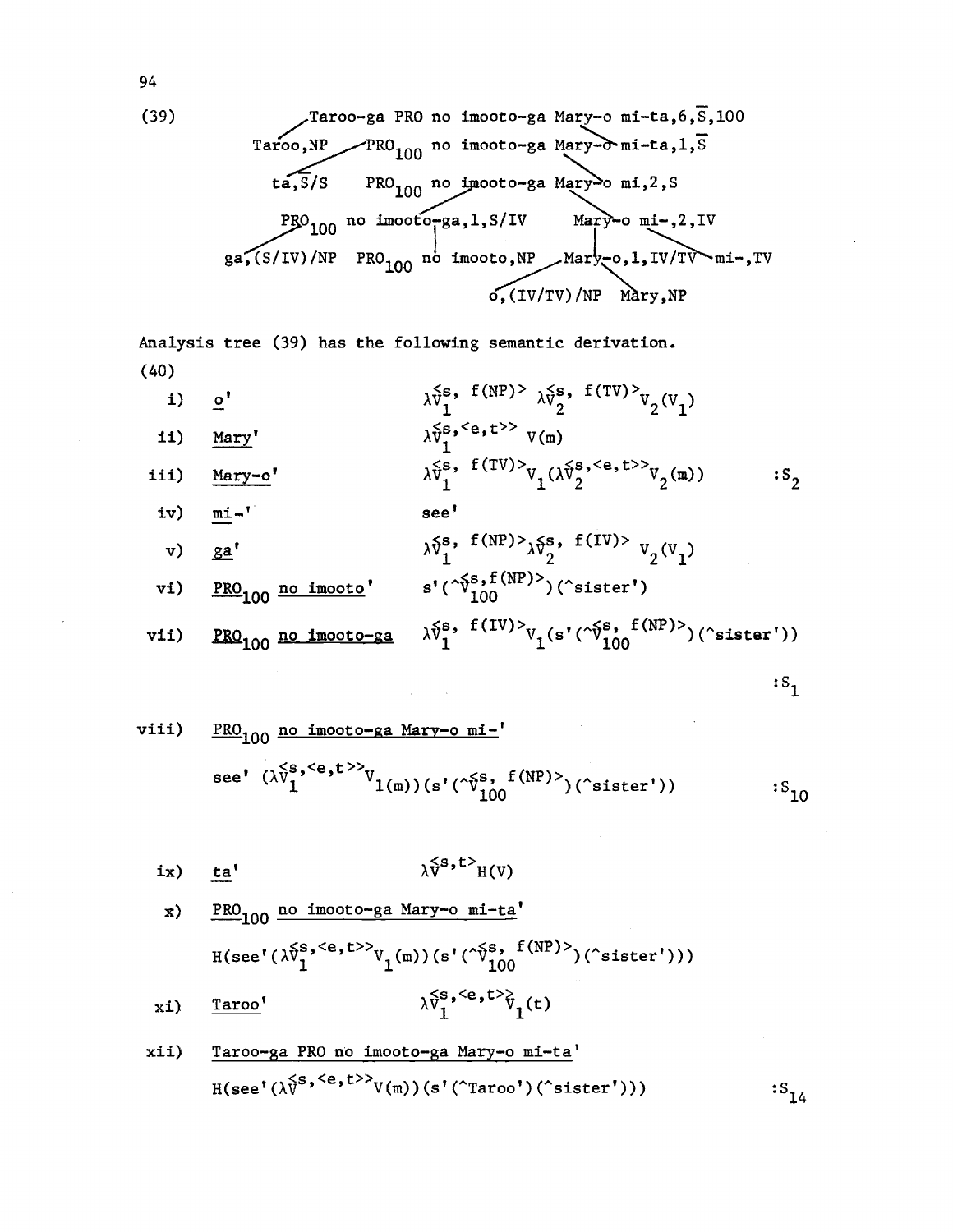(39)

```
                Taroo-ga PRO no imooto-ga Mary-o mi-ta,6,S̄,100
      Taroo,NP          PRO100 no imooto-ga Mary-o mi-ta,1,S̄
           ta,S̄/S          PRO100 no imooto-ga Mary-o mi,2,S
              PRO100 no imooto-ga,1,S/IV        Mary-o mi-,2,IV
      ga,(S/IV)/NP   PRO100 no imooto,NP      Mary-o,1,IV/TV   mi-,TV
                                       o,(IV/TV)/NP   Mary,NP
```

Analysis tree (39) has the following semantic derivation.

(40)

i) o'  $\lambda \hat{V}_1^{s,\ f(NP)}\ \lambda \hat{V}_2^{s,\ f(TV)} V_2(V_1)$

ii) Mary'  $\lambda \hat{V}_1^{s,<e,t>}\ V(m)$

iii) Mary-o'  $\lambda \hat{V}_1^{s,\ f(TV)} V_1(\lambda \hat{V}_2^{s,<e,t>} V_2(m))$  $:S_2$

iv) mi-'  see'

v) ga'  $\lambda \hat{V}_1^{s,\ f(NP)} \lambda \hat{V}_2^{s,\ f(IV)}\ V_2(V_1)$

vi) PRO$_{100}$ no imooto'  $s'(\hat{}\hat{V}_{100}^{s,f(NP)})(\hat{}sister')$

vii) PRO$_{100}$ no imooto-ga  $\lambda \hat{V}_1^{s,\ f(IV)} V_1(s'(\hat{}\hat{V}_{100}^{s,\ f(NP)})(\hat{}sister'))$

$:S_1$

viii) PRO$_{100}$ no imooto-ga Mary-o mi-'

$see'\ (\lambda \hat{V}_1^{s,<e,t>} V_1(m))(s'(\hat{}\hat{V}_{100}^{s,\ f(NP)})(\hat{}sister'))$  $:S_{10}$

ix) ta'  $\lambda \hat{V}^{s,t} H(V)$

x) PRO$_{100}$ no imooto-ga Mary-o mi-ta'

$H(see'(\lambda \hat{V}_1^{s,<e,t>} V_1(m))(s'(\hat{}\hat{V}_{100}^{s,\ f(NP)})(\hat{}sister')))$

xi) Taroo'  $\lambda \hat{V}_1^{s,<e,t>} V_1(t)$

xii) Taroo-ga PRO no imooto-ga Mary-o mi-ta'

$H(see'(\lambda \hat{V}^{s,<e,t>} V(m))(s'(\hat{}Taroo')(\hat{}sister')))$  $:S_{14}$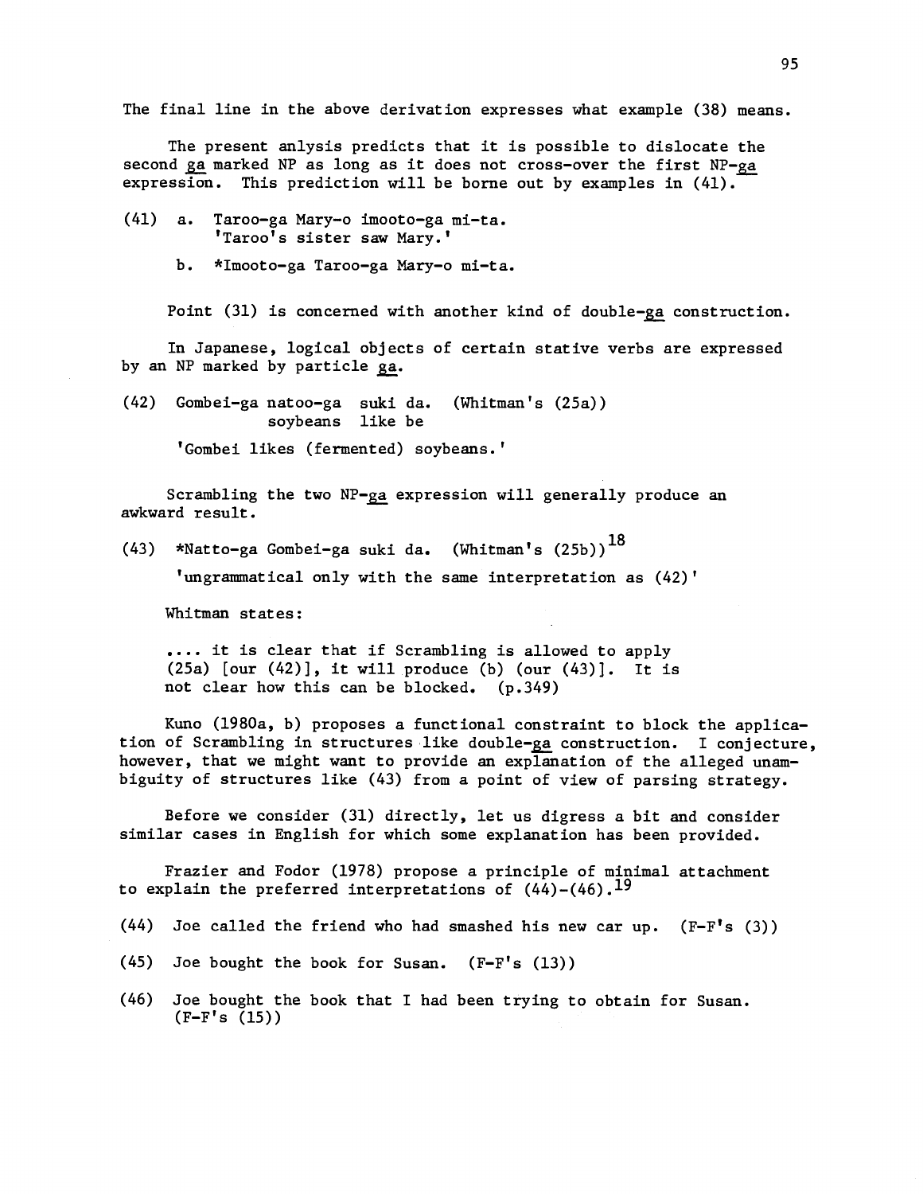The final line in the above derivation expresses what example (38) means.

The present anlysis predicts that it is possible to dislocate the second ga marked NP as long as it does not cross-over the first NP-ga expression. This prediction will be borne out by examples in (41).

(41) a. Taroo-ga Mary-o imooto-ga mi-ta.
'Taroo's sister saw Mary.'

b. *Imooto-ga Taroo-ga Mary-o mi-ta.

Point (31) is concerned with another kind of double-ga construction.

In Japanese, logical objects of certain stative verbs are expressed by an NP marked by particle ga.

(42) Gombei-ga natoo-ga suki da. (Whitman's (25a))
soybeans like be

'Gombei likes (fermented) soybeans.'

Scrambling the two NP-ga expression will generally produce an awkward result.

(43) *Natto-ga Gombei-ga suki da. (Whitman's (25b))[18]

'ungrammatical only with the same interpretation as (42)'

Whitman states:

> .... it is clear that if Scrambling is allowed to apply (25a) [our (42)], it will produce (b) (our (43)]. It is not clear how this can be blocked. (p.349)

Kuno (1980a, b) proposes a functional constraint to block the application of Scrambling in structures like double-ga construction. I conjecture, however, that we might want to provide an explanation of the alleged unambiguity of structures like (43) from a point of view of parsing strategy.

Before we consider (31) directly, let us digress a bit and consider similar cases in English for which some explanation has been provided.

Frazier and Fodor (1978) propose a principle of minimal attachment to explain the preferred interpretations of (44)-(46).[19]

(44) Joe called the friend who had smashed his new car up. (F-F's (3))

(45) Joe bought the book for Susan. (F-F's (13))

(46) Joe bought the book that I had been trying to obtain for Susan. (F-F's (15))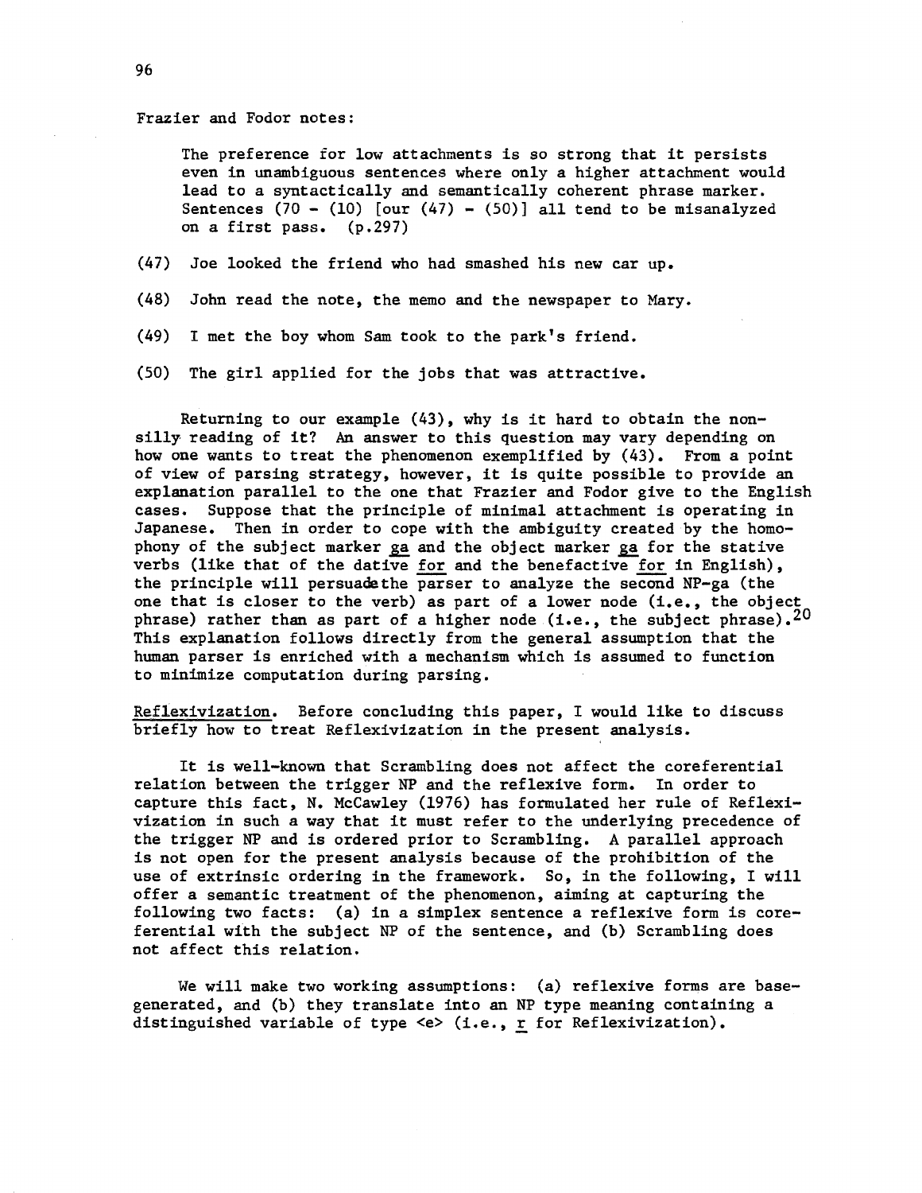Frazier and Fodor notes:

> The preference for low attachments is so strong that it persists even in unambiguous sentences where only a higher attachment would lead to a syntactically and semantically coherent phrase marker. Sentences (70 - (10) [our (47) - (50)] all tend to be misanalyzed on a first pass. (p.297)

(47) Joe looked the friend who had smashed his new car up.

(48) John read the note, the memo and the newspaper to Mary.

(49) I met the boy whom Sam took to the park's friend.

(50) The girl applied for the jobs that was attractive.

Returning to our example (43), why is it hard to obtain the non-silly reading of it? An answer to this question may vary depending on how one wants to treat the phenomenon exemplified by (43). From a point of view of parsing strategy, however, it is quite possible to provide an explanation parallel to the one that Frazier and Fodor give to the English cases. Suppose that the principle of minimal attachment is operating in Japanese. Then in order to cope with the ambiguity created by the homophony of the subject marker ga and the object marker ga for the stative verbs (like that of the dative for and the benefactive for in English), the principle will persuade the parser to analyze the second NP-ga (the one that is closer to the verb) as part of a lower node (i.e., the object phrase) rather than as part of a higher node (i.e., the subject phrase).[20] This explanation follows directly from the general assumption that the human parser is enriched with a mechanism which is assumed to function to minimize computation during parsing.

Reflexivization. Before concluding this paper, I would like to discuss briefly how to treat Reflexivization in the present analysis.

It is well-known that Scrambling does not affect the coreferential relation between the trigger NP and the reflexive form. In order to capture this fact, N. McCawley (1976) has formulated her rule of Reflexivization in such a way that it must refer to the underlying precedence of the trigger NP and is ordered prior to Scrambling. A parallel approach is not open for the present analysis because of the prohibition of the use of extrinsic ordering in the framework. So, in the following, I will offer a semantic treatment of the phenomenon, aiming at capturing the following two facts: (a) in a simplex sentence a reflexive form is coreferential with the subject NP of the sentence, and (b) Scrambling does not affect this relation.

We will make two working assumptions: (a) reflexive forms are base-generated, and (b) they translate into an NP type meaning containing a distinguished variable of type <e> (i.e., r for Reflexivization).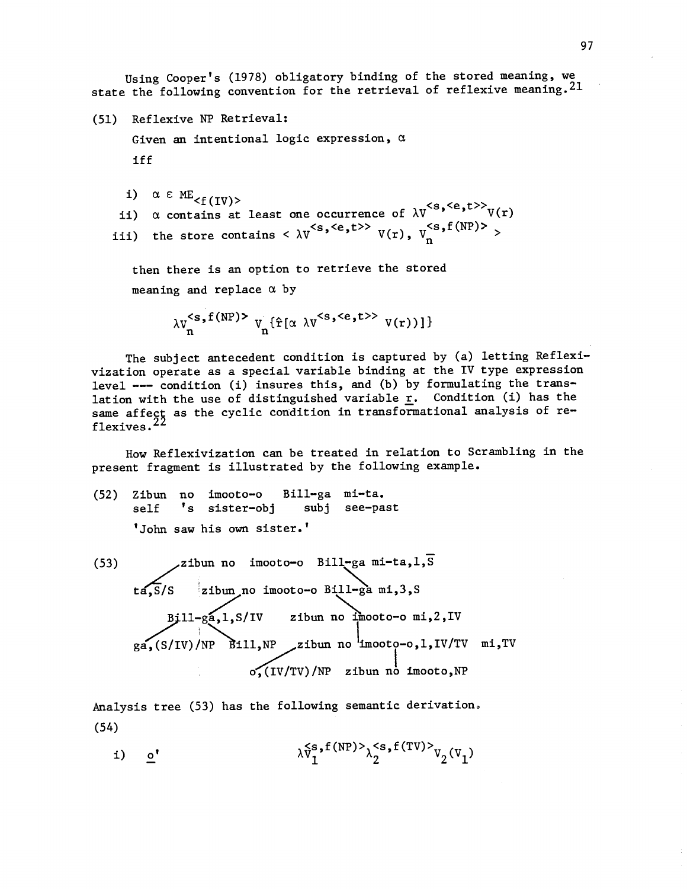Using Cooper's (1978) obligatory binding of the stored meaning, we state the following convention for the retrieval of reflexive meaning.[21]

(51) Reflexive NP Retrieval:

Given an intentional logic expression, $\alpha$

iff

i) $\alpha \in ME_{<f(IV)>}$

ii) $\alpha$ contains at least one occurrence of $\lambda V^{<s,<e,t>>} V(r)$

iii) the store contains $< \lambda V^{<s,<e,t>>} V(r),\ V_n^{<s,f(NP)>} >$

then there is an option to retrieve the stored meaning and replace $\alpha$ by

$$\lambda V_n^{<s,f(NP)>}\ V_n\{\hat{r}[\alpha\ \lambda V^{<s,<e,t>>}\ V(r))]\}$$

The subject antecedent condition is captured by (a) letting Reflexivization operate as a special variable binding at the IV type expression level --- condition (i) insures this, and (b) by formulating the translation with the use of distinguished variable r. Condition (i) has the same affect as the cyclic condition in transformational analysis of reflexives.[22]

How Reflexivization can be treated in relation to Scrambling in the present fragment is illustrated by the following example.

(52) Zibun no imooto-o Bill-ga mi-ta.
self 's sister-obj subj see-past
'John saw his own sister.'

(53)

```
zibun no imooto-o Bill-ga mi-ta,1,S̄
├── ta,S̄/S
└── zibun no imooto-o Bill-ga mi,3,S
    ├── Bill-ga,1,S/IV
    │   ├── ga,(S/IV)/NP
    │   └── Bill,NP
    └── zibun no imooto-o mi,2,IV
        ├── zibun no imooto-o,1,IV/TV
        │   ├── o,(IV/TV)/NP
        │   └── zibun no imooto,NP
        └── mi,TV
```

Analysis tree (53) has the following semantic derivation.

(54)

i) o' $\quad \lambda \mathcal{V}_1^{<s,f(NP)>} \lambda_2^{<s,f(TV)>} V_2(V_1)$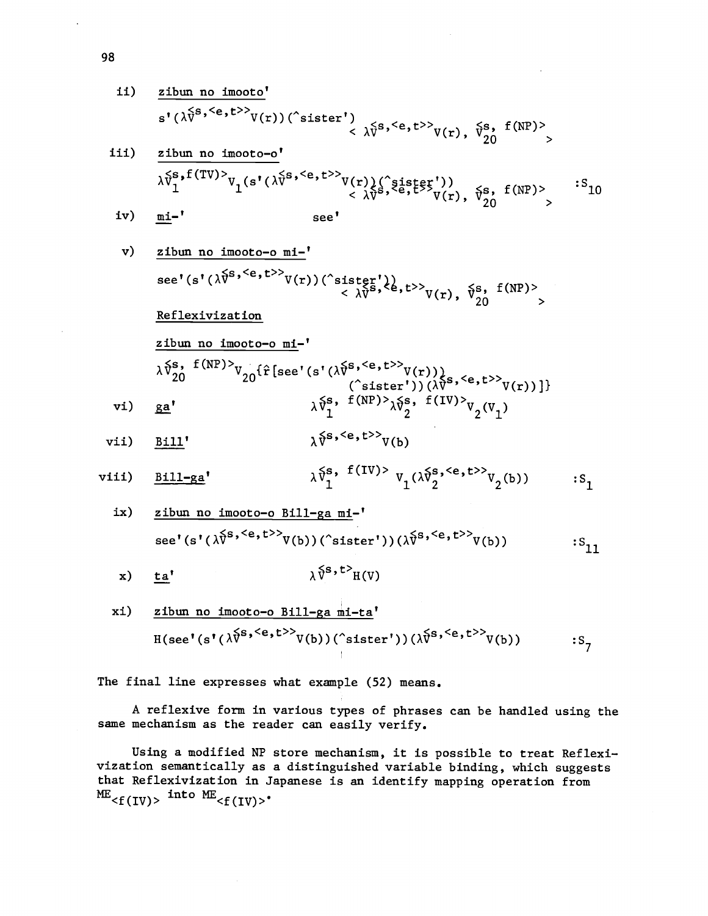ii) <u>zibun no imooto'</u>

$$s'(\lambda \hat{V}^{<s,<e,t>>} V(r))(\hat{}sister') \quad < \lambda \hat{V}^{<s,<e,t>>} V(r),\ \hat{V}_{20}^{<s,\ f(NP)>} >$$

iii) <u>zibun no imooto-o'</u>

$$\lambda \hat{V}_1^{<s,f(TV)>} V_1(s'(\lambda \hat{V}^{<s,<e,t>>} V(r))(\hat{}sister')) \quad < \lambda \hat{V}^{<s,<e,t>>} V(r),\ \hat{V}_{20}^{<s,\ f(NP)>} > \qquad :S_{10}$$

iv) <u>mi-'</u> see'

v) <u>zibun no imooto-o mi-'</u>

$$see'(s'(\lambda \hat{V}^{<s,<e,t>>} V(r))(\hat{}sister')) \quad < \lambda \hat{V}^{<s,<e,t>>} V(r),\ \hat{V}_{20}^{<s,\ f(NP)>} >$$

<u>Reflexivization</u>

<u>zibun no imooto-o mi-'</u>

$$\lambda \hat{V}_{20}^{<s,\ f(NP)>} V_{20}\{\hat{r}[see'(s'(\lambda \hat{V}^{<s,<e,t>>} V(r))(\hat{}sister'))(\lambda \hat{V}^{<s,<e,t>>} V(r))]\}$$

vi) <u>ga'</u> $\lambda \hat{V}_1^{<s,\ f(NP)>} \lambda \hat{V}_2^{<s,\ f(IV)>} V_2(V_1)$

vii) <u>Bill'</u> $\lambda \hat{V}^{<s,<e,t>>} V(b)$

viii) <u>Bill-ga'</u> $\lambda \hat{V}_1^{<s,\ f(IV)>} V_1(\lambda \hat{V}_2^{<s,<e,t>>} V_2(b)) \qquad :S_1$

ix) <u>zibun no imooto-o Bill-ga mi-'</u>

$$see'(s'(\lambda \hat{V}^{<s,<e,t>>} V(b))(\hat{}sister'))(\lambda \hat{V}^{<s,<e,t>>} V(b)) \qquad :S_{11}$$

x) <u>ta'</u> $\lambda \hat{V}^{<s,t>} H(V)$

xi) <u>zibun no imooto-o Bill-ga mi-ta'</u>

$$H(see'(s'(\lambda \hat{V}^{<s,<e,t>>} V(b))(\hat{}sister'))(\lambda \hat{V}^{<s,<e,t>>} V(b)) \qquad :S_7$$

The final line expresses what example (52) means.

A reflexive form in various types of phrases can be handled using the same mechanism as the reader can easily verify.

Using a modified NP store mechanism, it is possible to treat Reflexivization semantically as a distinguished variable binding, which suggests that Reflexivization in Japanese is an identify mapping operation from $ME_{<f(IV)>}$ into $ME_{<f(IV)>}$.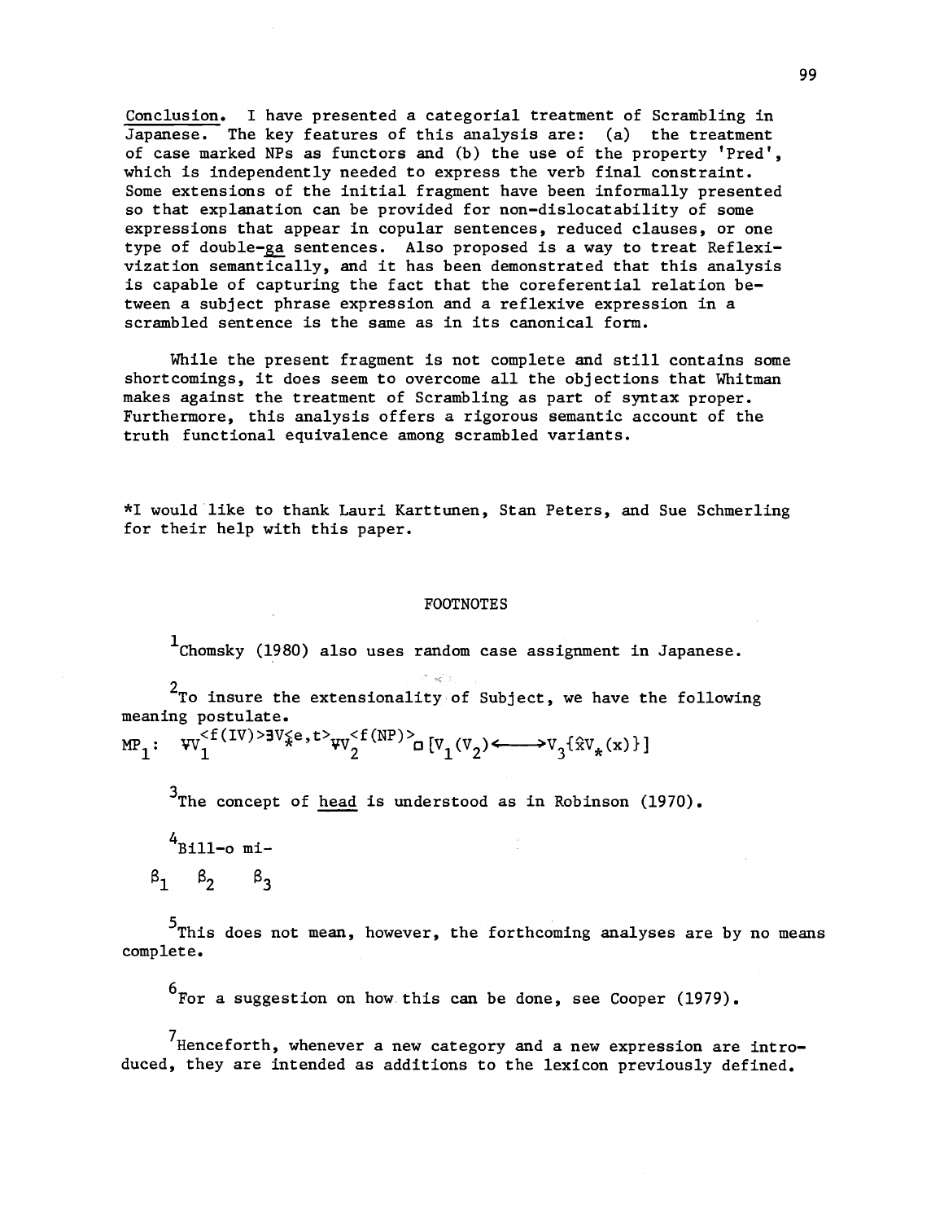Conclusion. I have presented a categorial treatment of Scrambling in Japanese. The key features of this analysis are: (a) the treatment of case marked NPs as functors and (b) the use of the property 'Pred', which is independently needed to express the verb final constraint. Some extensions of the initial fragment have been informally presented so that explanation can be provided for non-dislocatability of some expressions that appear in copular sentences, reduced clauses, or one type of double-*ga* sentences. Also proposed is a way to treat Reflexivization semantically, and it has been demonstrated that this analysis is capable of capturing the fact that the coreferential relation between a subject phrase expression and a reflexive expression in a scrambled sentence is the same as in its canonical form.

While the present fragment is not complete and still contains some shortcomings, it does seem to overcome all the objections that Whitman makes against the treatment of Scrambling as part of syntax proper. Furthermore, this analysis offers a rigorous semantic account of the truth functional equivalence among scrambled variants.

*I would like to thank Lauri Karttunen, Stan Peters, and Sue Schmerling for their help with this paper.

## FOOTNOTES

[1] Chomsky (1980) also uses random case assignment in Japanese.

[2] To insure the extensionality of Subject, we have the following meaning postulate.

$$MP_1: \ \forall V_1^{<f(IV)>} \exists V_*^{<e,t>} \forall V_2^{<f(NP)>} \Box [V_1(V_2) \longleftrightarrow V_2\{\hat{x} V_*(x)\}]$$

[3] The concept of *head* is understood as in Robinson (1970).

[4] Bill-o mi-

$\beta_1 \quad \beta_2 \quad \beta_3$

[5] This does not mean, however, the forthcoming analyses are by no means complete.

[6] For a suggestion on how this can be done, see Cooper (1979).

[7] Henceforth, whenever a new category and a new expression are introduced, they are intended as additions to the lexicon previously defined.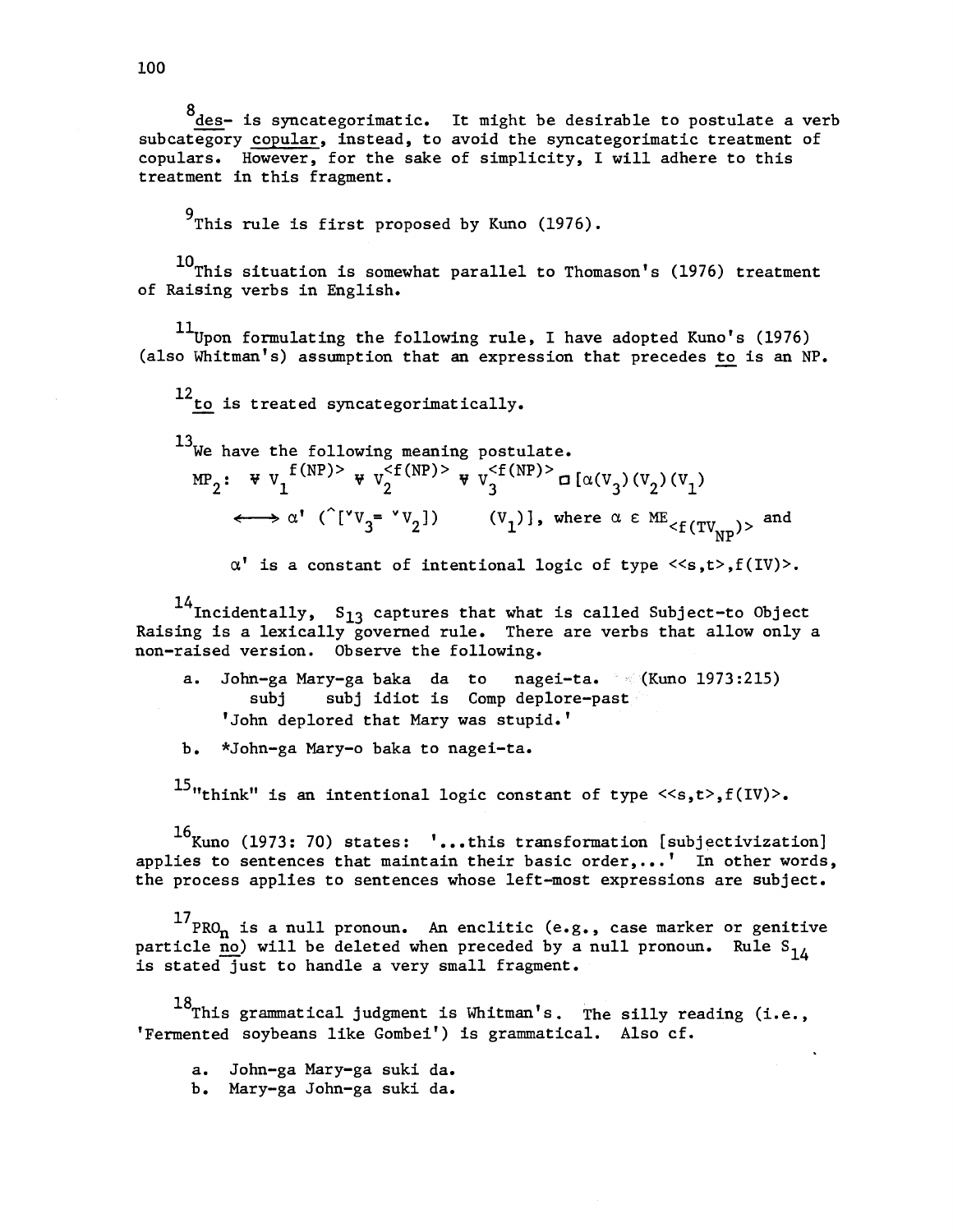[8] *des-* is syncategorimatic. It might be desirable to postulate a verb subcategory *copular*, instead, to avoid the syncategorimatic treatment of copulars. However, for the sake of simplicity, I will adhere to this treatment in this fragment.

[9] This rule is first proposed by Kuno (1976).

[10] This situation is somewhat parallel to Thomason's (1976) treatment of Raising verbs in English.

[11] Upon formulating the following rule, I have adopted Kuno's (1976) (also Whitman's) assumption that an expression that precedes *to* is an NP.

[12] *to* is treated syncategorimatically.

[13] We have the following meaning postulate.

$$MP_2: \forall v_1^{f(NP)} \forall v_2^{<f(NP)>} \forall v_3^{<f(NP)>} \Box[\alpha(v_3)(v_2)(v_1) \longleftrightarrow \alpha' (\hat{}[{}^{\vee}v_3 = {}^{\vee}v_2]) \quad (v_1)], \text{ where } \alpha \in ME_{<f(TV_{NP})>} \text{ and}$$

$\alpha'$ is a constant of intentional logic of type <<s,t>,f(IV)>.

[14] Incidentally, $S_{13}$ captures that what is called Subject-to Object Raising is a lexically governed rule. There are verbs that allow only a non-raised version. Observe the following.

a. John-ga Mary-ga baka da to nagei-ta. (Kuno 1973:215)
   subj subj idiot is Comp deplore-past
   'John deplored that Mary was stupid.'

b. *John-ga Mary-o baka to nagei-ta.

[15] "think" is an intentional logic constant of type <<s,t>,f(IV)>.

[16] Kuno (1973: 70) states: '...this transformation [subjectivization] applies to sentences that maintain their basic order,...' In other words, the process applies to sentences whose left-most expressions are subject.

[17] $PRO_n$ is a null pronoun. An enclitic (e.g., case marker or genitive particle *no*) will be deleted when preceded by a null pronoun. Rule $S_{14}$ is stated just to handle a very small fragment.

[18] This grammatical judgment is Whitman's. The silly reading (i.e., 'Fermented soybeans like Gombei') is grammatical. Also cf.

a. John-ga Mary-ga suki da.
b. Mary-ga John-ga suki da.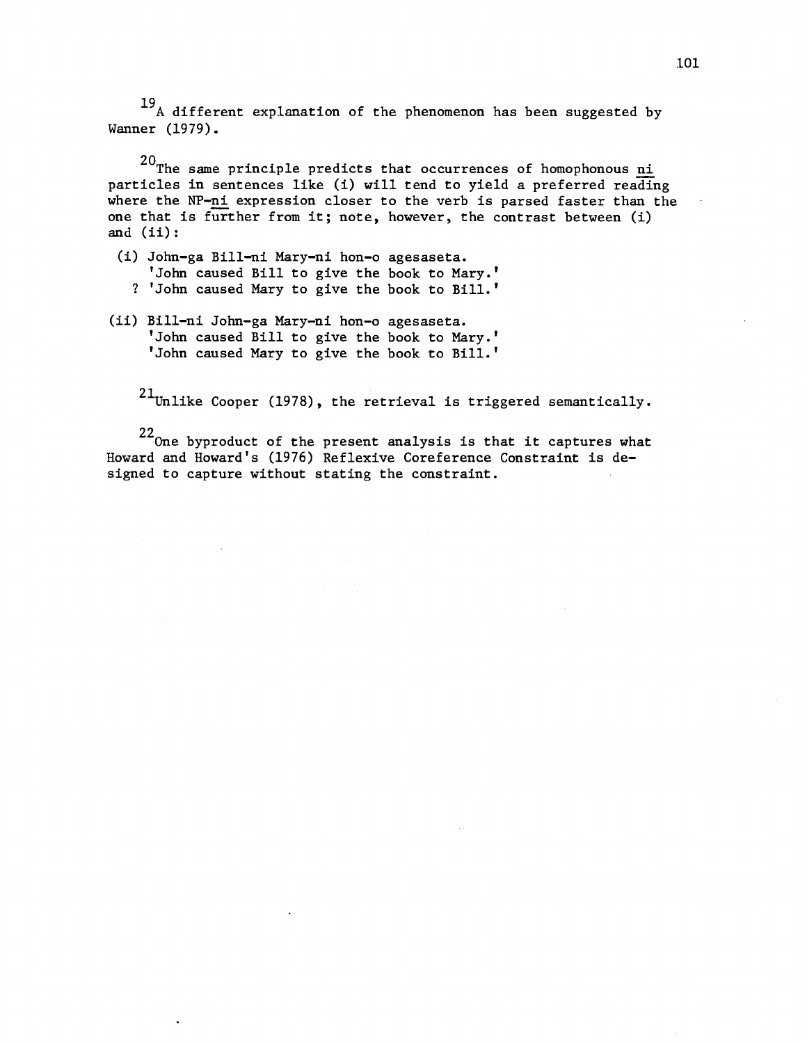[19] A different explanation of the phenomenon has been suggested by Wanner (1979).

[20] The same principle predicts that occurrences of homophonous <u>ni</u> particles in sentences like (i) will tend to yield a preferred reading where the NP-<u>ni</u> expression closer to the verb is parsed faster than the one that is further from it; note, however, the contrast between (i) and (ii):

(i) John-ga Bill-ni Mary-ni hon-o agesaseta.
  'John caused Bill to give the book to Mary.'
  ? 'John caused Mary to give the book to Bill.'

(ii) Bill-ni John-ga Mary-ni hon-o agesaseta.
  'John caused Bill to give the book to Mary.'
  'John caused Mary to give the book to Bill.'

[21] Unlike Cooper (1978), the retrieval is triggered semantically.

[22] One byproduct of the present analysis is that it captures what Howard and Howard's (1976) Reflexive Coreference Constraint is designed to capture without stating the constraint.